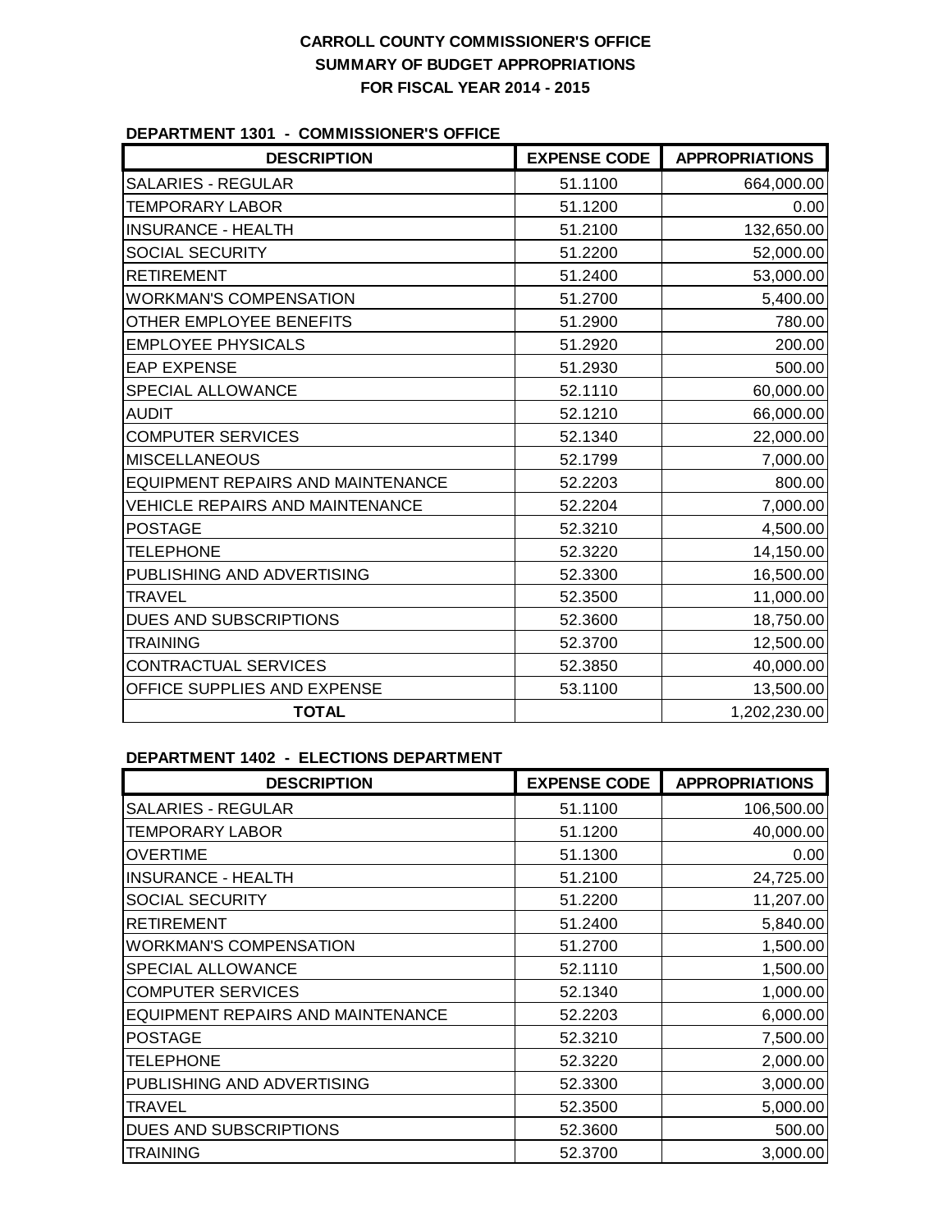# CARROLL COUNTY COMMISSIONER'S OFFICE
## SUMMARY OF BUDGET APPROPRIATIONS
## FOR FISCAL YEAR 2014 - 2015

**DEPARTMENT 1301 - COMMISSIONER'S OFFICE**

| DESCRIPTION | EXPENSE CODE | APPROPRIATIONS |
|---|---|---|
| SALARIES - REGULAR | 51.1100 | 664,000.00 |
| TEMPORARY LABOR | 51.1200 | 0.00 |
| INSURANCE - HEALTH | 51.2100 | 132,650.00 |
| SOCIAL SECURITY | 51.2200 | 52,000.00 |
| RETIREMENT | 51.2400 | 53,000.00 |
| WORKMAN'S COMPENSATION | 51.2700 | 5,400.00 |
| OTHER EMPLOYEE BENEFITS | 51.2900 | 780.00 |
| EMPLOYEE PHYSICALS | 51.2920 | 200.00 |
| EAP EXPENSE | 51.2930 | 500.00 |
| SPECIAL ALLOWANCE | 52.1110 | 60,000.00 |
| AUDIT | 52.1210 | 66,000.00 |
| COMPUTER SERVICES | 52.1340 | 22,000.00 |
| MISCELLANEOUS | 52.1799 | 7,000.00 |
| EQUIPMENT REPAIRS AND MAINTENANCE | 52.2203 | 800.00 |
| VEHICLE REPAIRS AND MAINTENANCE | 52.2204 | 7,000.00 |
| POSTAGE | 52.3210 | 4,500.00 |
| TELEPHONE | 52.3220 | 14,150.00 |
| PUBLISHING AND ADVERTISING | 52.3300 | 16,500.00 |
| TRAVEL | 52.3500 | 11,000.00 |
| DUES AND SUBSCRIPTIONS | 52.3600 | 18,750.00 |
| TRAINING | 52.3700 | 12,500.00 |
| CONTRACTUAL SERVICES | 52.3850 | 40,000.00 |
| OFFICE SUPPLIES AND EXPENSE | 53.1100 | 13,500.00 |
| **TOTAL** | | 1,202,230.00 |

**DEPARTMENT 1402 - ELECTIONS DEPARTMENT**

| DESCRIPTION | EXPENSE CODE | APPROPRIATIONS |
|---|---|---|
| SALARIES - REGULAR | 51.1100 | 106,500.00 |
| TEMPORARY LABOR | 51.1200 | 40,000.00 |
| OVERTIME | 51.1300 | 0.00 |
| INSURANCE - HEALTH | 51.2100 | 24,725.00 |
| SOCIAL SECURITY | 51.2200 | 11,207.00 |
| RETIREMENT | 51.2400 | 5,840.00 |
| WORKMAN'S COMPENSATION | 51.2700 | 1,500.00 |
| SPECIAL ALLOWANCE | 52.1110 | 1,500.00 |
| COMPUTER SERVICES | 52.1340 | 1,000.00 |
| EQUIPMENT REPAIRS AND MAINTENANCE | 52.2203 | 6,000.00 |
| POSTAGE | 52.3210 | 7,500.00 |
| TELEPHONE | 52.3220 | 2,000.00 |
| PUBLISHING AND ADVERTISING | 52.3300 | 3,000.00 |
| TRAVEL | 52.3500 | 5,000.00 |
| DUES AND SUBSCRIPTIONS | 52.3600 | 500.00 |
| TRAINING | 52.3700 | 3,000.00 |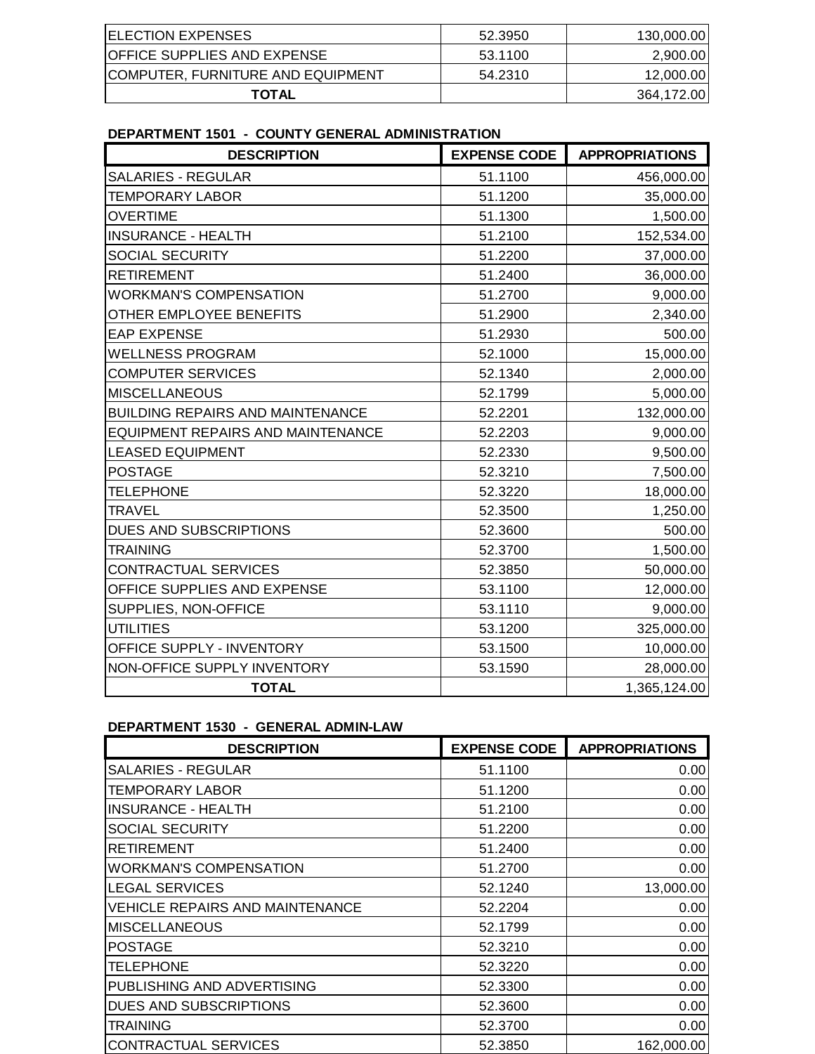| | | |
|---|---|---|
| ELECTION EXPENSES | 52.3950 | 130,000.00 |
| OFFICE SUPPLIES AND EXPENSE | 53.1100 | 2,900.00 |
| COMPUTER, FURNITURE AND EQUIPMENT | 54.2310 | 12,000.00 |
| **TOTAL** | | 364,172.00 |

**DEPARTMENT 1501 - COUNTY GENERAL ADMINISTRATION**

| DESCRIPTION | EXPENSE CODE | APPROPRIATIONS |
|---|---|---|
| SALARIES - REGULAR | 51.1100 | 456,000.00 |
| TEMPORARY LABOR | 51.1200 | 35,000.00 |
| OVERTIME | 51.1300 | 1,500.00 |
| INSURANCE - HEALTH | 51.2100 | 152,534.00 |
| SOCIAL SECURITY | 51.2200 | 37,000.00 |
| RETIREMENT | 51.2400 | 36,000.00 |
| WORKMAN'S COMPENSATION | 51.2700 | 9,000.00 |
| OTHER EMPLOYEE BENEFITS | 51.2900 | 2,340.00 |
| EAP EXPENSE | 51.2930 | 500.00 |
| WELLNESS PROGRAM | 52.1000 | 15,000.00 |
| COMPUTER SERVICES | 52.1340 | 2,000.00 |
| MISCELLANEOUS | 52.1799 | 5,000.00 |
| BUILDING REPAIRS AND MAINTENANCE | 52.2201 | 132,000.00 |
| EQUIPMENT REPAIRS AND MAINTENANCE | 52.2203 | 9,000.00 |
| LEASED EQUIPMENT | 52.2330 | 9,500.00 |
| POSTAGE | 52.3210 | 7,500.00 |
| TELEPHONE | 52.3220 | 18,000.00 |
| TRAVEL | 52.3500 | 1,250.00 |
| DUES AND SUBSCRIPTIONS | 52.3600 | 500.00 |
| TRAINING | 52.3700 | 1,500.00 |
| CONTRACTUAL SERVICES | 52.3850 | 50,000.00 |
| OFFICE SUPPLIES AND EXPENSE | 53.1100 | 12,000.00 |
| SUPPLIES, NON-OFFICE | 53.1110 | 9,000.00 |
| UTILITIES | 53.1200 | 325,000.00 |
| OFFICE SUPPLY - INVENTORY | 53.1500 | 10,000.00 |
| NON-OFFICE SUPPLY INVENTORY | 53.1590 | 28,000.00 |
| **TOTAL** | | 1,365,124.00 |

**DEPARTMENT 1530 - GENERAL ADMIN-LAW**

| DESCRIPTION | EXPENSE CODE | APPROPRIATIONS |
|---|---|---|
| SALARIES - REGULAR | 51.1100 | 0.00 |
| TEMPORARY LABOR | 51.1200 | 0.00 |
| INSURANCE - HEALTH | 51.2100 | 0.00 |
| SOCIAL SECURITY | 51.2200 | 0.00 |
| RETIREMENT | 51.2400 | 0.00 |
| WORKMAN'S COMPENSATION | 51.2700 | 0.00 |
| LEGAL SERVICES | 52.1240 | 13,000.00 |
| VEHICLE REPAIRS AND MAINTENANCE | 52.2204 | 0.00 |
| MISCELLANEOUS | 52.1799 | 0.00 |
| POSTAGE | 52.3210 | 0.00 |
| TELEPHONE | 52.3220 | 0.00 |
| PUBLISHING AND ADVERTISING | 52.3300 | 0.00 |
| DUES AND SUBSCRIPTIONS | 52.3600 | 0.00 |
| TRAINING | 52.3700 | 0.00 |
| CONTRACTUAL SERVICES | 52.3850 | 162,000.00 |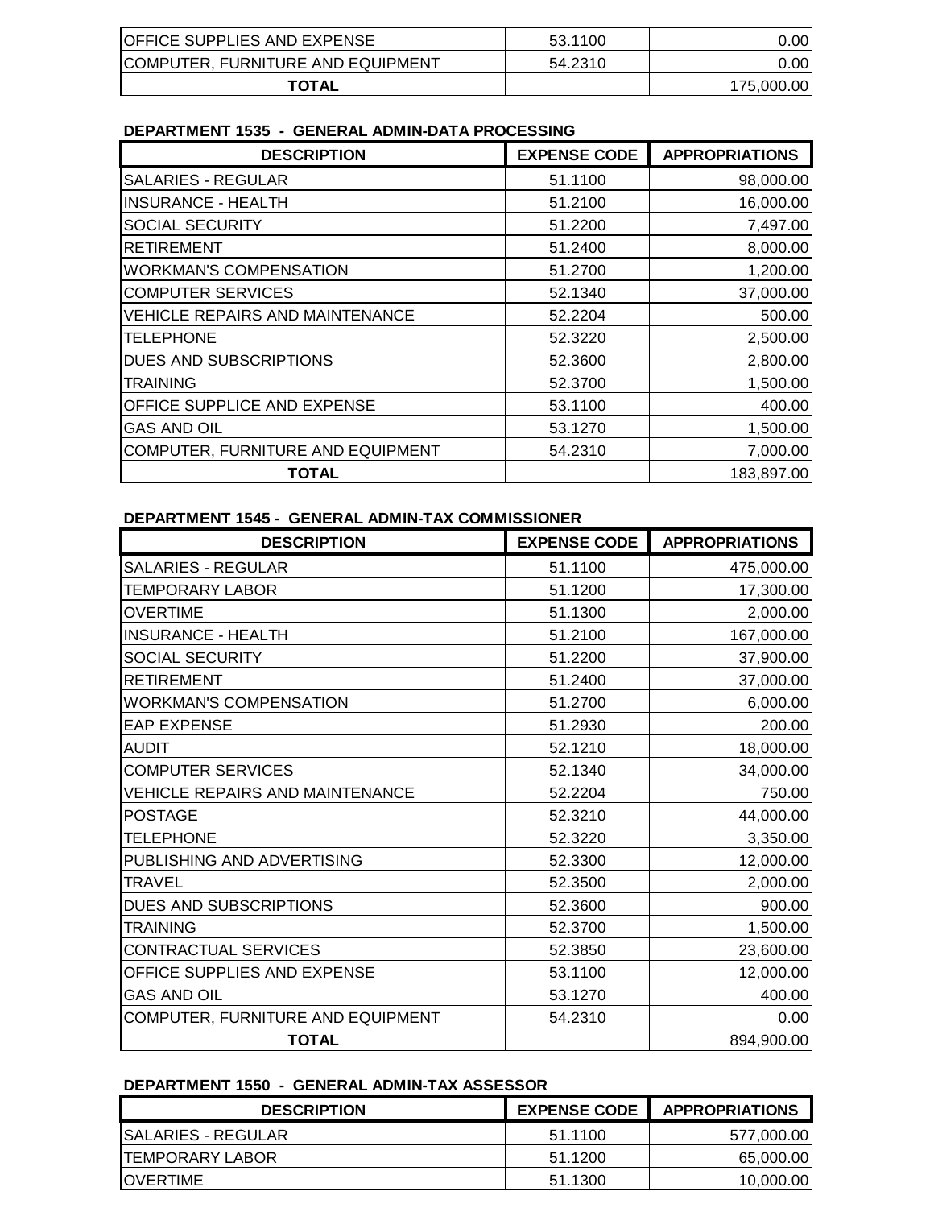| OFFICE SUPPLIES AND EXPENSE | 53.1100 | 0.00 |
|---|---|---|
| COMPUTER, FURNITURE AND EQUIPMENT | 54.2310 | 0.00 |
| **TOTAL** | | 175,000.00 |

**DEPARTMENT 1535 - GENERAL ADMIN-DATA PROCESSING**

| DESCRIPTION | EXPENSE CODE | APPROPRIATIONS |
|---|---|---|
| SALARIES - REGULAR | 51.1100 | 98,000.00 |
| INSURANCE - HEALTH | 51.2100 | 16,000.00 |
| SOCIAL SECURITY | 51.2200 | 7,497.00 |
| RETIREMENT | 51.2400 | 8,000.00 |
| WORKMAN'S COMPENSATION | 51.2700 | 1,200.00 |
| COMPUTER SERVICES | 52.1340 | 37,000.00 |
| VEHICLE REPAIRS AND MAINTENANCE | 52.2204 | 500.00 |
| TELEPHONE | 52.3220 | 2,500.00 |
| DUES AND SUBSCRIPTIONS | 52.3600 | 2,800.00 |
| TRAINING | 52.3700 | 1,500.00 |
| OFFICE SUPPLICE AND EXPENSE | 53.1100 | 400.00 |
| GAS AND OIL | 53.1270 | 1,500.00 |
| COMPUTER, FURNITURE AND EQUIPMENT | 54.2310 | 7,000.00 |
| **TOTAL** | | 183,897.00 |

**DEPARTMENT 1545 - GENERAL ADMIN-TAX COMMISSIONER**

| DESCRIPTION | EXPENSE CODE | APPROPRIATIONS |
|---|---|---|
| SALARIES - REGULAR | 51.1100 | 475,000.00 |
| TEMPORARY LABOR | 51.1200 | 17,300.00 |
| OVERTIME | 51.1300 | 2,000.00 |
| INSURANCE - HEALTH | 51.2100 | 167,000.00 |
| SOCIAL SECURITY | 51.2200 | 37,900.00 |
| RETIREMENT | 51.2400 | 37,000.00 |
| WORKMAN'S COMPENSATION | 51.2700 | 6,000.00 |
| EAP EXPENSE | 51.2930 | 200.00 |
| AUDIT | 52.1210 | 18,000.00 |
| COMPUTER SERVICES | 52.1340 | 34,000.00 |
| VEHICLE REPAIRS AND MAINTENANCE | 52.2204 | 750.00 |
| POSTAGE | 52.3210 | 44,000.00 |
| TELEPHONE | 52.3220 | 3,350.00 |
| PUBLISHING AND ADVERTISING | 52.3300 | 12,000.00 |
| TRAVEL | 52.3500 | 2,000.00 |
| DUES AND SUBSCRIPTIONS | 52.3600 | 900.00 |
| TRAINING | 52.3700 | 1,500.00 |
| CONTRACTUAL SERVICES | 52.3850 | 23,600.00 |
| OFFICE SUPPLIES AND EXPENSE | 53.1100 | 12,000.00 |
| GAS AND OIL | 53.1270 | 400.00 |
| COMPUTER, FURNITURE AND EQUIPMENT | 54.2310 | 0.00 |
| **TOTAL** | | 894,900.00 |

**DEPARTMENT 1550 - GENERAL ADMIN-TAX ASSESSOR**

| DESCRIPTION | EXPENSE CODE | APPROPRIATIONS |
|---|---|---|
| SALARIES - REGULAR | 51.1100 | 577,000.00 |
| TEMPORARY LABOR | 51.1200 | 65,000.00 |
| OVERTIME | 51.1300 | 10,000.00 |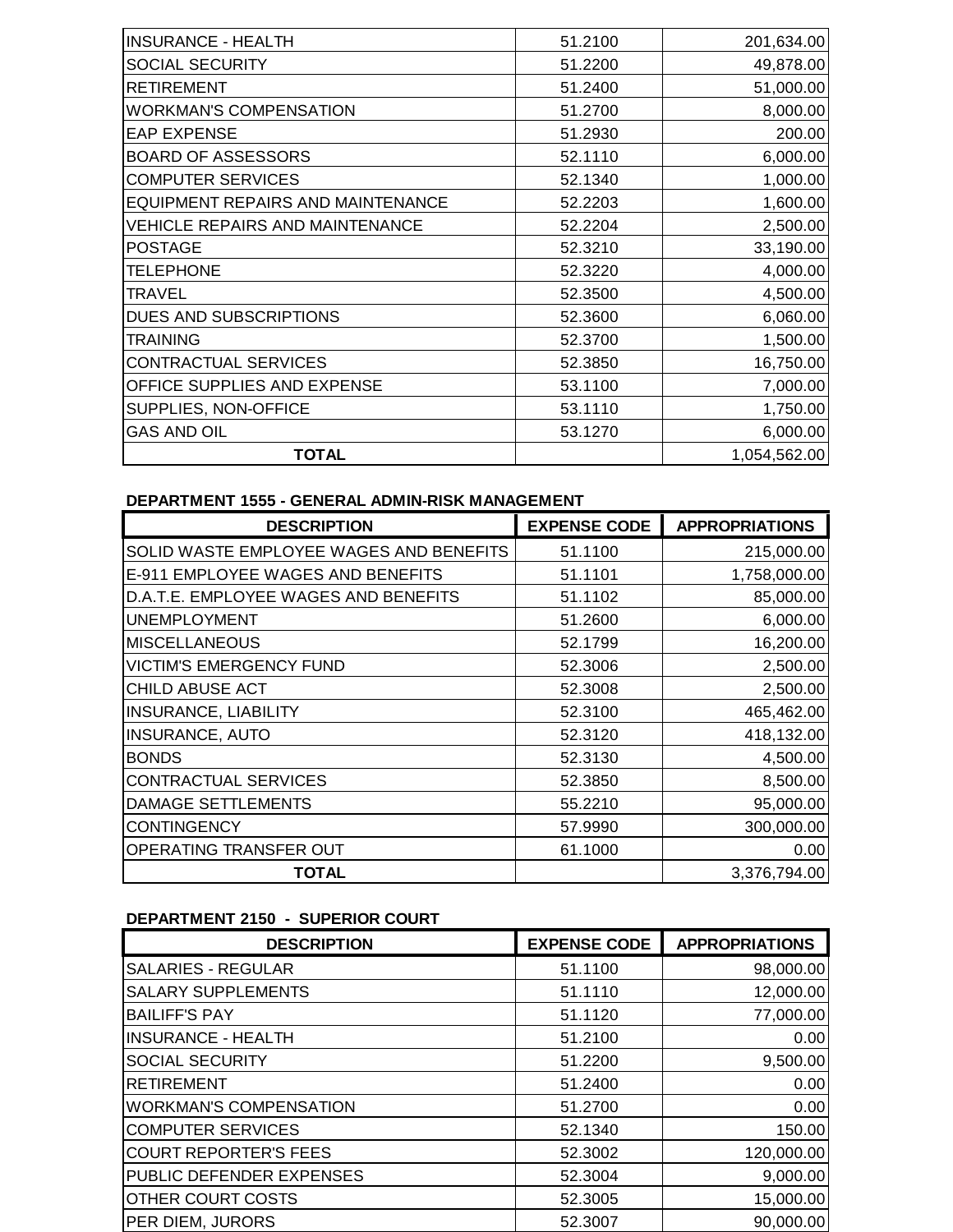| | | |
|---|---|---|
| INSURANCE - HEALTH | 51.2100 | 201,634.00 |
| SOCIAL SECURITY | 51.2200 | 49,878.00 |
| RETIREMENT | 51.2400 | 51,000.00 |
| WORKMAN'S COMPENSATION | 51.2700 | 8,000.00 |
| EAP EXPENSE | 51.2930 | 200.00 |
| BOARD OF ASSESSORS | 52.1110 | 6,000.00 |
| COMPUTER SERVICES | 52.1340 | 1,000.00 |
| EQUIPMENT REPAIRS AND MAINTENANCE | 52.2203 | 1,600.00 |
| VEHICLE REPAIRS AND MAINTENANCE | 52.2204 | 2,500.00 |
| POSTAGE | 52.3210 | 33,190.00 |
| TELEPHONE | 52.3220 | 4,000.00 |
| TRAVEL | 52.3500 | 4,500.00 |
| DUES AND SUBSCRIPTIONS | 52.3600 | 6,060.00 |
| TRAINING | 52.3700 | 1,500.00 |
| CONTRACTUAL SERVICES | 52.3850 | 16,750.00 |
| OFFICE SUPPLIES AND EXPENSE | 53.1100 | 7,000.00 |
| SUPPLIES, NON-OFFICE | 53.1110 | 1,750.00 |
| GAS AND OIL | 53.1270 | 6,000.00 |
| **TOTAL** | | 1,054,562.00 |

**DEPARTMENT 1555 - GENERAL ADMIN-RISK MANAGEMENT**

| DESCRIPTION | EXPENSE CODE | APPROPRIATIONS |
|---|---|---|
| SOLID WASTE EMPLOYEE WAGES AND BENEFITS | 51.1100 | 215,000.00 |
| E-911 EMPLOYEE WAGES AND BENEFITS | 51.1101 | 1,758,000.00 |
| D.A.T.E. EMPLOYEE WAGES AND BENEFITS | 51.1102 | 85,000.00 |
| UNEMPLOYMENT | 51.2600 | 6,000.00 |
| MISCELLANEOUS | 52.1799 | 16,200.00 |
| VICTIM'S EMERGENCY FUND | 52.3006 | 2,500.00 |
| CHILD ABUSE ACT | 52.3008 | 2,500.00 |
| INSURANCE, LIABILITY | 52.3100 | 465,462.00 |
| INSURANCE, AUTO | 52.3120 | 418,132.00 |
| BONDS | 52.3130 | 4,500.00 |
| CONTRACTUAL SERVICES | 52.3850 | 8,500.00 |
| DAMAGE SETTLEMENTS | 55.2210 | 95,000.00 |
| CONTINGENCY | 57.9990 | 300,000.00 |
| OPERATING TRANSFER OUT | 61.1000 | 0.00 |
| **TOTAL** | | 3,376,794.00 |

**DEPARTMENT 2150 - SUPERIOR COURT**

| DESCRIPTION | EXPENSE CODE | APPROPRIATIONS |
|---|---|---|
| SALARIES - REGULAR | 51.1100 | 98,000.00 |
| SALARY SUPPLEMENTS | 51.1110 | 12,000.00 |
| BAILIFF'S PAY | 51.1120 | 77,000.00 |
| INSURANCE - HEALTH | 51.2100 | 0.00 |
| SOCIAL SECURITY | 51.2200 | 9,500.00 |
| RETIREMENT | 51.2400 | 0.00 |
| WORKMAN'S COMPENSATION | 51.2700 | 0.00 |
| COMPUTER SERVICES | 52.1340 | 150.00 |
| COURT REPORTER'S FEES | 52.3002 | 120,000.00 |
| PUBLIC DEFENDER EXPENSES | 52.3004 | 9,000.00 |
| OTHER COURT COSTS | 52.3005 | 15,000.00 |
| PER DIEM, JURORS | 52.3007 | 90,000.00 |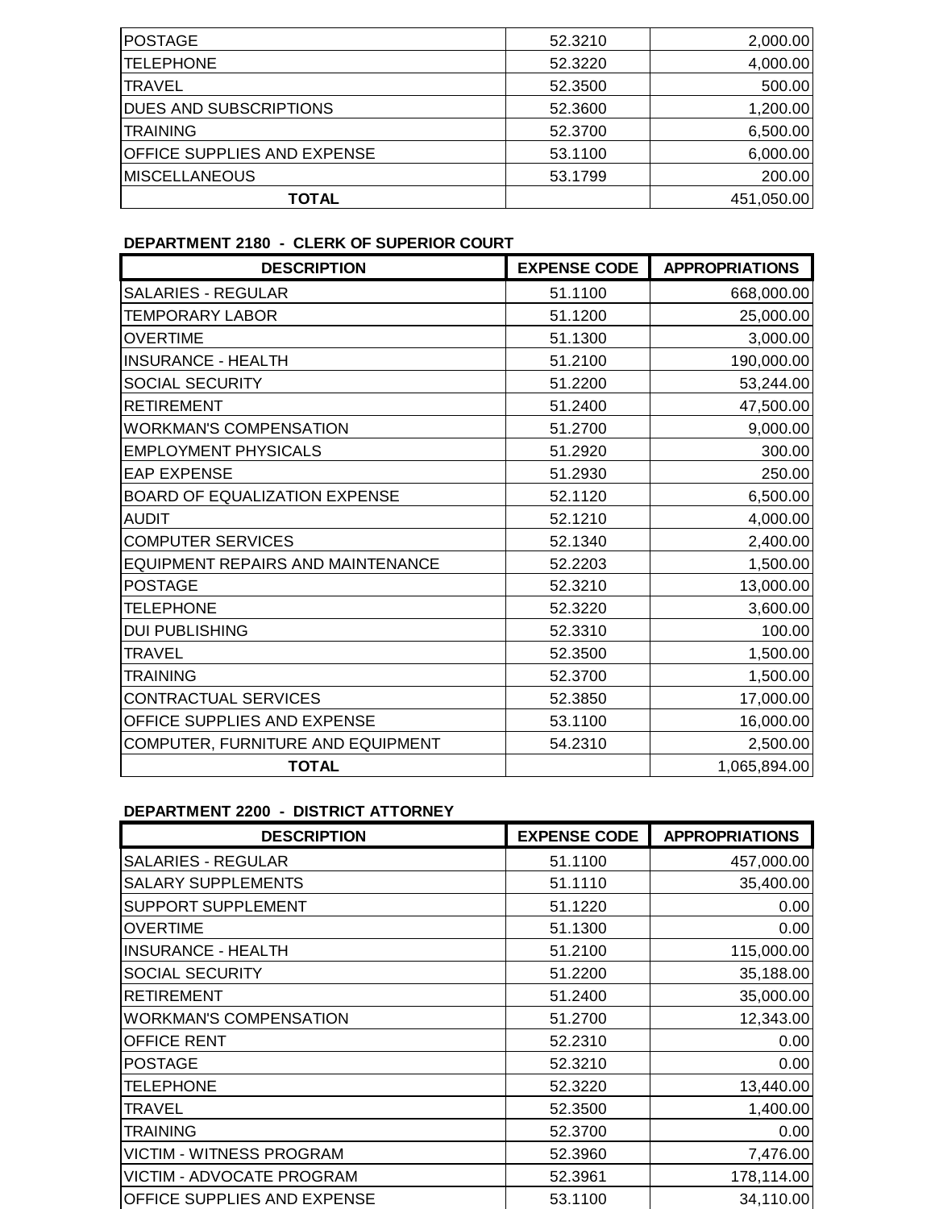| | | |
|---|---|---|
| POSTAGE | 52.3210 | 2,000.00 |
| TELEPHONE | 52.3220 | 4,000.00 |
| TRAVEL | 52.3500 | 500.00 |
| DUES AND SUBSCRIPTIONS | 52.3600 | 1,200.00 |
| TRAINING | 52.3700 | 6,500.00 |
| OFFICE SUPPLIES AND EXPENSE | 53.1100 | 6,000.00 |
| MISCELLANEOUS | 53.1799 | 200.00 |
| **TOTAL** | | 451,050.00 |

**DEPARTMENT 2180 - CLERK OF SUPERIOR COURT**

| DESCRIPTION | EXPENSE CODE | APPROPRIATIONS |
|---|---|---|
| SALARIES - REGULAR | 51.1100 | 668,000.00 |
| TEMPORARY LABOR | 51.1200 | 25,000.00 |
| OVERTIME | 51.1300 | 3,000.00 |
| INSURANCE - HEALTH | 51.2100 | 190,000.00 |
| SOCIAL SECURITY | 51.2200 | 53,244.00 |
| RETIREMENT | 51.2400 | 47,500.00 |
| WORKMAN'S COMPENSATION | 51.2700 | 9,000.00 |
| EMPLOYMENT PHYSICALS | 51.2920 | 300.00 |
| EAP EXPENSE | 51.2930 | 250.00 |
| BOARD OF EQUALIZATION EXPENSE | 52.1120 | 6,500.00 |
| AUDIT | 52.1210 | 4,000.00 |
| COMPUTER SERVICES | 52.1340 | 2,400.00 |
| EQUIPMENT REPAIRS AND MAINTENANCE | 52.2203 | 1,500.00 |
| POSTAGE | 52.3210 | 13,000.00 |
| TELEPHONE | 52.3220 | 3,600.00 |
| DUI PUBLISHING | 52.3310 | 100.00 |
| TRAVEL | 52.3500 | 1,500.00 |
| TRAINING | 52.3700 | 1,500.00 |
| CONTRACTUAL SERVICES | 52.3850 | 17,000.00 |
| OFFICE SUPPLIES AND EXPENSE | 53.1100 | 16,000.00 |
| COMPUTER, FURNITURE AND EQUIPMENT | 54.2310 | 2,500.00 |
| **TOTAL** | | 1,065,894.00 |

**DEPARTMENT 2200 - DISTRICT ATTORNEY**

| DESCRIPTION | EXPENSE CODE | APPROPRIATIONS |
|---|---|---|
| SALARIES - REGULAR | 51.1100 | 457,000.00 |
| SALARY SUPPLEMENTS | 51.1110 | 35,400.00 |
| SUPPORT SUPPLEMENT | 51.1220 | 0.00 |
| OVERTIME | 51.1300 | 0.00 |
| INSURANCE - HEALTH | 51.2100 | 115,000.00 |
| SOCIAL SECURITY | 51.2200 | 35,188.00 |
| RETIREMENT | 51.2400 | 35,000.00 |
| WORKMAN'S COMPENSATION | 51.2700 | 12,343.00 |
| OFFICE RENT | 52.2310 | 0.00 |
| POSTAGE | 52.3210 | 0.00 |
| TELEPHONE | 52.3220 | 13,440.00 |
| TRAVEL | 52.3500 | 1,400.00 |
| TRAINING | 52.3700 | 0.00 |
| VICTIM - WITNESS PROGRAM | 52.3960 | 7,476.00 |
| VICTIM - ADVOCATE PROGRAM | 52.3961 | 178,114.00 |
| OFFICE SUPPLIES AND EXPENSE | 53.1100 | 34,110.00 |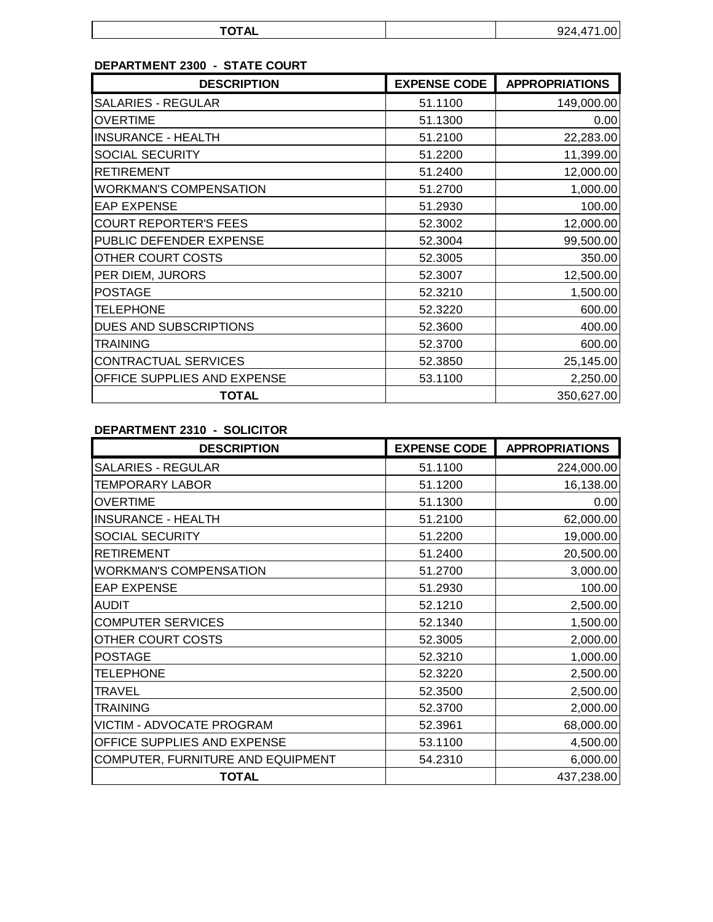| TOTAL | | 924,471.00 |
|---|---|---|

**DEPARTMENT 2300 - STATE COURT**

| DESCRIPTION | EXPENSE CODE | APPROPRIATIONS |
|---|---|---|
| SALARIES - REGULAR | 51.1100 | 149,000.00 |
| OVERTIME | 51.1300 | 0.00 |
| INSURANCE - HEALTH | 51.2100 | 22,283.00 |
| SOCIAL SECURITY | 51.2200 | 11,399.00 |
| RETIREMENT | 51.2400 | 12,000.00 |
| WORKMAN'S COMPENSATION | 51.2700 | 1,000.00 |
| EAP EXPENSE | 51.2930 | 100.00 |
| COURT REPORTER'S FEES | 52.3002 | 12,000.00 |
| PUBLIC DEFENDER EXPENSE | 52.3004 | 99,500.00 |
| OTHER COURT COSTS | 52.3005 | 350.00 |
| PER DIEM, JURORS | 52.3007 | 12,500.00 |
| POSTAGE | 52.3210 | 1,500.00 |
| TELEPHONE | 52.3220 | 600.00 |
| DUES AND SUBSCRIPTIONS | 52.3600 | 400.00 |
| TRAINING | 52.3700 | 600.00 |
| CONTRACTUAL SERVICES | 52.3850 | 25,145.00 |
| OFFICE SUPPLIES AND EXPENSE | 53.1100 | 2,250.00 |
| TOTAL | | 350,627.00 |

**DEPARTMENT 2310 - SOLICITOR**

| DESCRIPTION | EXPENSE CODE | APPROPRIATIONS |
|---|---|---|
| SALARIES - REGULAR | 51.1100 | 224,000.00 |
| TEMPORARY LABOR | 51.1200 | 16,138.00 |
| OVERTIME | 51.1300 | 0.00 |
| INSURANCE - HEALTH | 51.2100 | 62,000.00 |
| SOCIAL SECURITY | 51.2200 | 19,000.00 |
| RETIREMENT | 51.2400 | 20,500.00 |
| WORKMAN'S COMPENSATION | 51.2700 | 3,000.00 |
| EAP EXPENSE | 51.2930 | 100.00 |
| AUDIT | 52.1210 | 2,500.00 |
| COMPUTER SERVICES | 52.1340 | 1,500.00 |
| OTHER COURT COSTS | 52.3005 | 2,000.00 |
| POSTAGE | 52.3210 | 1,000.00 |
| TELEPHONE | 52.3220 | 2,500.00 |
| TRAVEL | 52.3500 | 2,500.00 |
| TRAINING | 52.3700 | 2,000.00 |
| VICTIM - ADVOCATE PROGRAM | 52.3961 | 68,000.00 |
| OFFICE SUPPLIES AND EXPENSE | 53.1100 | 4,500.00 |
| COMPUTER, FURNITURE AND EQUIPMENT | 54.2310 | 6,000.00 |
| TOTAL | | 437,238.00 |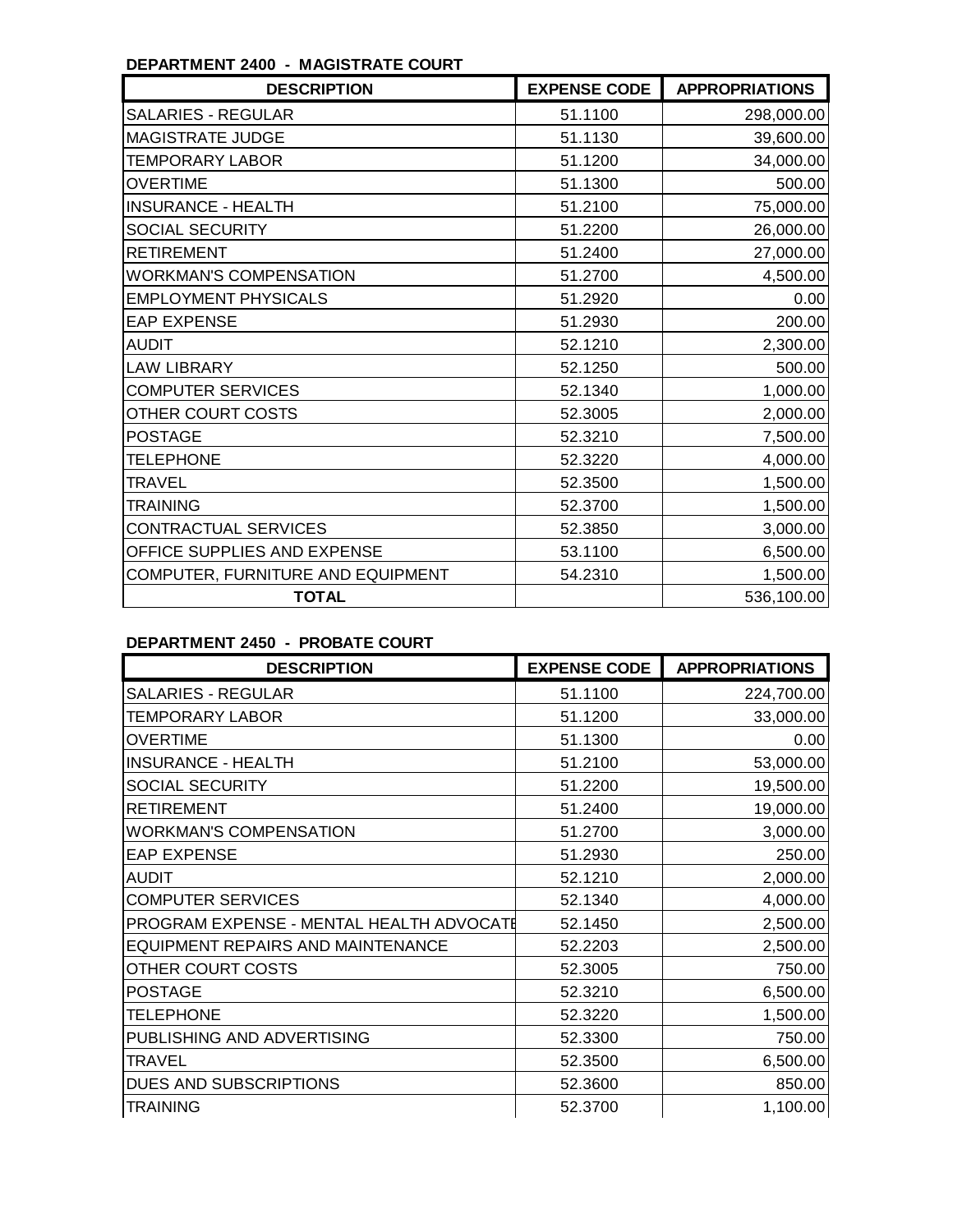**DEPARTMENT 2400 - MAGISTRATE COURT**

| DESCRIPTION | EXPENSE CODE | APPROPRIATIONS |
|---|---|---|
| SALARIES - REGULAR | 51.1100 | 298,000.00 |
| MAGISTRATE JUDGE | 51.1130 | 39,600.00 |
| TEMPORARY LABOR | 51.1200 | 34,000.00 |
| OVERTIME | 51.1300 | 500.00 |
| INSURANCE - HEALTH | 51.2100 | 75,000.00 |
| SOCIAL SECURITY | 51.2200 | 26,000.00 |
| RETIREMENT | 51.2400 | 27,000.00 |
| WORKMAN'S COMPENSATION | 51.2700 | 4,500.00 |
| EMPLOYMENT PHYSICALS | 51.2920 | 0.00 |
| EAP EXPENSE | 51.2930 | 200.00 |
| AUDIT | 52.1210 | 2,300.00 |
| LAW LIBRARY | 52.1250 | 500.00 |
| COMPUTER SERVICES | 52.1340 | 1,000.00 |
| OTHER COURT COSTS | 52.3005 | 2,000.00 |
| POSTAGE | 52.3210 | 7,500.00 |
| TELEPHONE | 52.3220 | 4,000.00 |
| TRAVEL | 52.3500 | 1,500.00 |
| TRAINING | 52.3700 | 1,500.00 |
| CONTRACTUAL SERVICES | 52.3850 | 3,000.00 |
| OFFICE SUPPLIES AND EXPENSE | 53.1100 | 6,500.00 |
| COMPUTER, FURNITURE AND EQUIPMENT | 54.2310 | 1,500.00 |
| **TOTAL** | | 536,100.00 |

**DEPARTMENT 2450 - PROBATE COURT**

| DESCRIPTION | EXPENSE CODE | APPROPRIATIONS |
|---|---|---|
| SALARIES - REGULAR | 51.1100 | 224,700.00 |
| TEMPORARY LABOR | 51.1200 | 33,000.00 |
| OVERTIME | 51.1300 | 0.00 |
| INSURANCE - HEALTH | 51.2100 | 53,000.00 |
| SOCIAL SECURITY | 51.2200 | 19,500.00 |
| RETIREMENT | 51.2400 | 19,000.00 |
| WORKMAN'S COMPENSATION | 51.2700 | 3,000.00 |
| EAP EXPENSE | 51.2930 | 250.00 |
| AUDIT | 52.1210 | 2,000.00 |
| COMPUTER SERVICES | 52.1340 | 4,000.00 |
| PROGRAM EXPENSE - MENTAL HEALTH ADVOCATE | 52.1450 | 2,500.00 |
| EQUIPMENT REPAIRS AND MAINTENANCE | 52.2203 | 2,500.00 |
| OTHER COURT COSTS | 52.3005 | 750.00 |
| POSTAGE | 52.3210 | 6,500.00 |
| TELEPHONE | 52.3220 | 1,500.00 |
| PUBLISHING AND ADVERTISING | 52.3300 | 750.00 |
| TRAVEL | 52.3500 | 6,500.00 |
| DUES AND SUBSCRIPTIONS | 52.3600 | 850.00 |
| TRAINING | 52.3700 | 1,100.00 |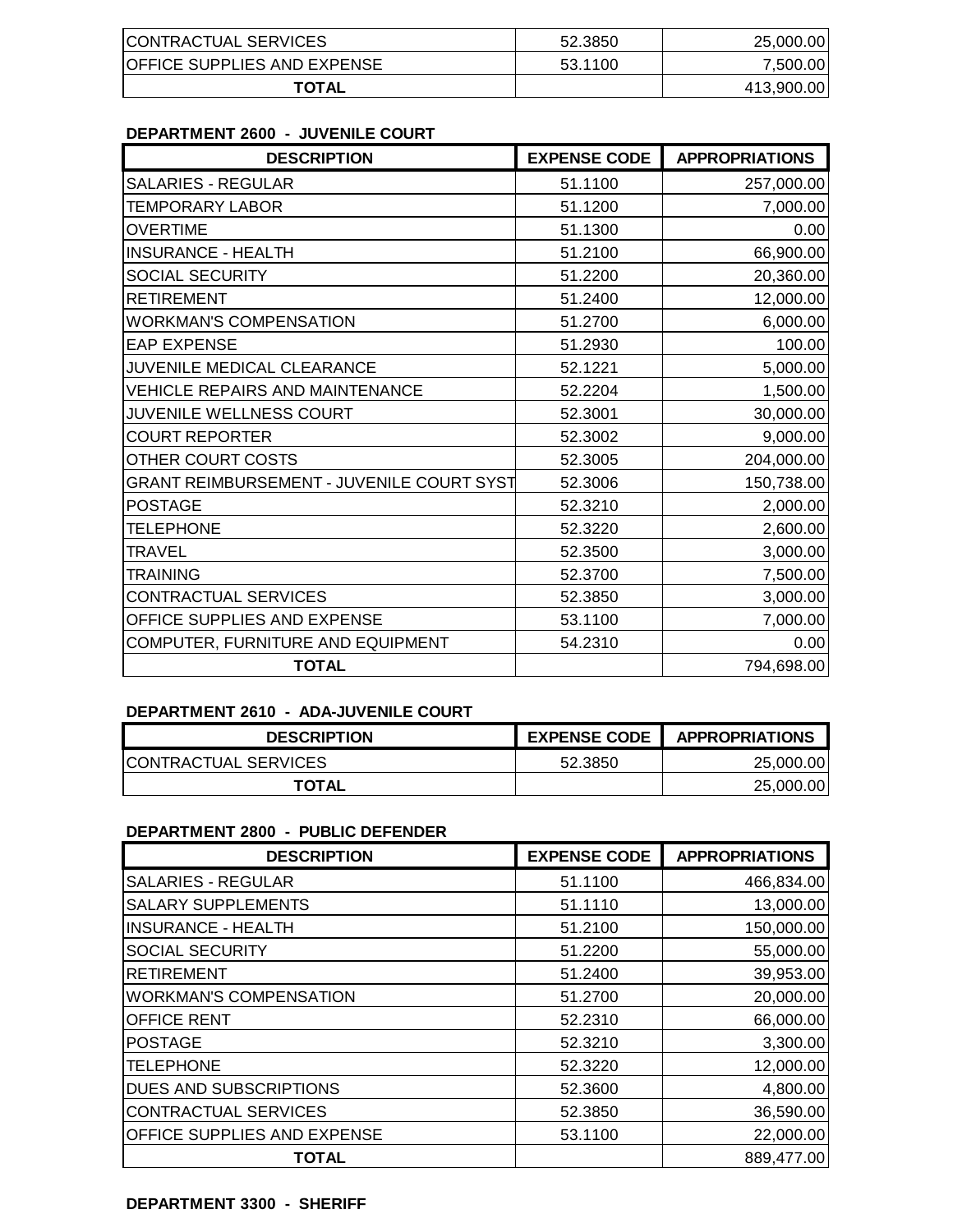| CONTRACTUAL SERVICES | 52.3850 | 25,000.00 |
|---|---|---|
| OFFICE SUPPLIES AND EXPENSE | 53.1100 | 7,500.00 |
| **TOTAL** | | 413,900.00 |

**DEPARTMENT 2600 - JUVENILE COURT**

| DESCRIPTION | EXPENSE CODE | APPROPRIATIONS |
|---|---|---|
| SALARIES - REGULAR | 51.1100 | 257,000.00 |
| TEMPORARY LABOR | 51.1200 | 7,000.00 |
| OVERTIME | 51.1300 | 0.00 |
| INSURANCE - HEALTH | 51.2100 | 66,900.00 |
| SOCIAL SECURITY | 51.2200 | 20,360.00 |
| RETIREMENT | 51.2400 | 12,000.00 |
| WORKMAN'S COMPENSATION | 51.2700 | 6,000.00 |
| EAP EXPENSE | 51.2930 | 100.00 |
| JUVENILE MEDICAL CLEARANCE | 52.1221 | 5,000.00 |
| VEHICLE REPAIRS AND MAINTENANCE | 52.2204 | 1,500.00 |
| JUVENILE WELLNESS COURT | 52.3001 | 30,000.00 |
| COURT REPORTER | 52.3002 | 9,000.00 |
| OTHER COURT COSTS | 52.3005 | 204,000.00 |
| GRANT REIMBURSEMENT - JUVENILE COURT SYST | 52.3006 | 150,738.00 |
| POSTAGE | 52.3210 | 2,000.00 |
| TELEPHONE | 52.3220 | 2,600.00 |
| TRAVEL | 52.3500 | 3,000.00 |
| TRAINING | 52.3700 | 7,500.00 |
| CONTRACTUAL SERVICES | 52.3850 | 3,000.00 |
| OFFICE SUPPLIES AND EXPENSE | 53.1100 | 7,000.00 |
| COMPUTER, FURNITURE AND EQUIPMENT | 54.2310 | 0.00 |
| **TOTAL** | | 794,698.00 |

**DEPARTMENT 2610 - ADA-JUVENILE COURT**

| DESCRIPTION | EXPENSE CODE | APPROPRIATIONS |
|---|---|---|
| CONTRACTUAL SERVICES | 52.3850 | 25,000.00 |
| **TOTAL** | | 25,000.00 |

**DEPARTMENT 2800 - PUBLIC DEFENDER**

| DESCRIPTION | EXPENSE CODE | APPROPRIATIONS |
|---|---|---|
| SALARIES - REGULAR | 51.1100 | 466,834.00 |
| SALARY SUPPLEMENTS | 51.1110 | 13,000.00 |
| INSURANCE - HEALTH | 51.2100 | 150,000.00 |
| SOCIAL SECURITY | 51.2200 | 55,000.00 |
| RETIREMENT | 51.2400 | 39,953.00 |
| WORKMAN'S COMPENSATION | 51.2700 | 20,000.00 |
| OFFICE RENT | 52.2310 | 66,000.00 |
| POSTAGE | 52.3210 | 3,300.00 |
| TELEPHONE | 52.3220 | 12,000.00 |
| DUES AND SUBSCRIPTIONS | 52.3600 | 4,800.00 |
| CONTRACTUAL SERVICES | 52.3850 | 36,590.00 |
| OFFICE SUPPLIES AND EXPENSE | 53.1100 | 22,000.00 |
| **TOTAL** | | 889,477.00 |

**DEPARTMENT 3300 - SHERIFF**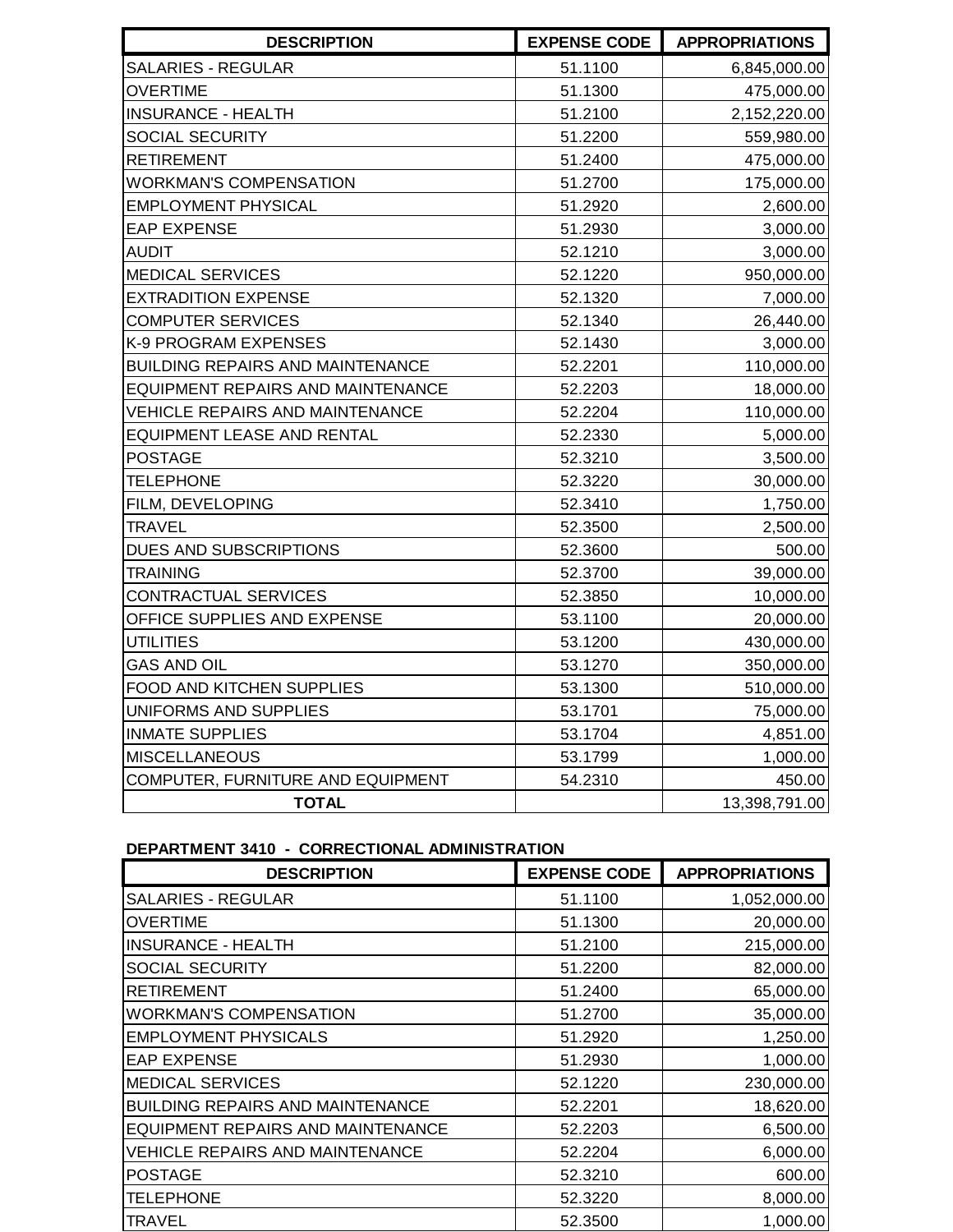| DESCRIPTION | EXPENSE CODE | APPROPRIATIONS |
|---|---|---|
| SALARIES - REGULAR | 51.1100 | 6,845,000.00 |
| OVERTIME | 51.1300 | 475,000.00 |
| INSURANCE - HEALTH | 51.2100 | 2,152,220.00 |
| SOCIAL SECURITY | 51.2200 | 559,980.00 |
| RETIREMENT | 51.2400 | 475,000.00 |
| WORKMAN'S COMPENSATION | 51.2700 | 175,000.00 |
| EMPLOYMENT PHYSICAL | 51.2920 | 2,600.00 |
| EAP EXPENSE | 51.2930 | 3,000.00 |
| AUDIT | 52.1210 | 3,000.00 |
| MEDICAL SERVICES | 52.1220 | 950,000.00 |
| EXTRADITION EXPENSE | 52.1320 | 7,000.00 |
| COMPUTER SERVICES | 52.1340 | 26,440.00 |
| K-9 PROGRAM EXPENSES | 52.1430 | 3,000.00 |
| BUILDING REPAIRS AND MAINTENANCE | 52.2201 | 110,000.00 |
| EQUIPMENT REPAIRS AND MAINTENANCE | 52.2203 | 18,000.00 |
| VEHICLE REPAIRS AND MAINTENANCE | 52.2204 | 110,000.00 |
| EQUIPMENT LEASE AND RENTAL | 52.2330 | 5,000.00 |
| POSTAGE | 52.3210 | 3,500.00 |
| TELEPHONE | 52.3220 | 30,000.00 |
| FILM, DEVELOPING | 52.3410 | 1,750.00 |
| TRAVEL | 52.3500 | 2,500.00 |
| DUES AND SUBSCRIPTIONS | 52.3600 | 500.00 |
| TRAINING | 52.3700 | 39,000.00 |
| CONTRACTUAL SERVICES | 52.3850 | 10,000.00 |
| OFFICE SUPPLIES AND EXPENSE | 53.1100 | 20,000.00 |
| UTILITIES | 53.1200 | 430,000.00 |
| GAS AND OIL | 53.1270 | 350,000.00 |
| FOOD AND KITCHEN SUPPLIES | 53.1300 | 510,000.00 |
| UNIFORMS AND SUPPLIES | 53.1701 | 75,000.00 |
| INMATE SUPPLIES | 53.1704 | 4,851.00 |
| MISCELLANEOUS | 53.1799 | 1,000.00 |
| COMPUTER, FURNITURE AND EQUIPMENT | 54.2310 | 450.00 |
| **TOTAL** | | 13,398,791.00 |

**DEPARTMENT 3410 - CORRECTIONAL ADMINISTRATION**

| DESCRIPTION | EXPENSE CODE | APPROPRIATIONS |
|---|---|---|
| SALARIES - REGULAR | 51.1100 | 1,052,000.00 |
| OVERTIME | 51.1300 | 20,000.00 |
| INSURANCE - HEALTH | 51.2100 | 215,000.00 |
| SOCIAL SECURITY | 51.2200 | 82,000.00 |
| RETIREMENT | 51.2400 | 65,000.00 |
| WORKMAN'S COMPENSATION | 51.2700 | 35,000.00 |
| EMPLOYMENT PHYSICALS | 51.2920 | 1,250.00 |
| EAP EXPENSE | 51.2930 | 1,000.00 |
| MEDICAL SERVICES | 52.1220 | 230,000.00 |
| BUILDING REPAIRS AND MAINTENANCE | 52.2201 | 18,620.00 |
| EQUIPMENT REPAIRS AND MAINTENANCE | 52.2203 | 6,500.00 |
| VEHICLE REPAIRS AND MAINTENANCE | 52.2204 | 6,000.00 |
| POSTAGE | 52.3210 | 600.00 |
| TELEPHONE | 52.3220 | 8,000.00 |
| TRAVEL | 52.3500 | 1,000.00 |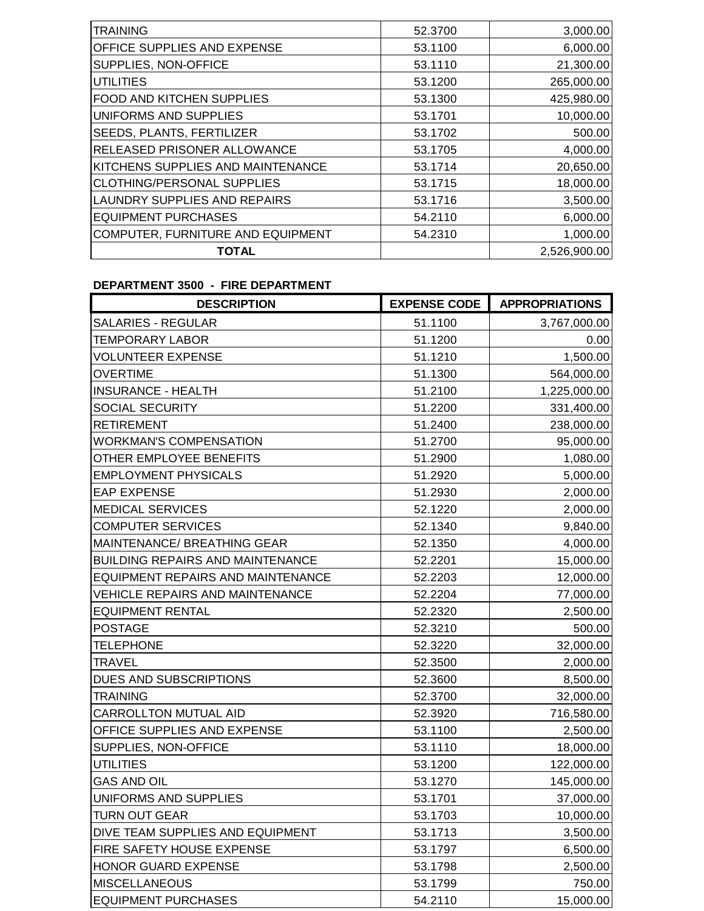| | | |
|---|---|---|
| TRAINING | 52.3700 | 3,000.00 |
| OFFICE SUPPLIES AND EXPENSE | 53.1100 | 6,000.00 |
| SUPPLIES, NON-OFFICE | 53.1110 | 21,300.00 |
| UTILITIES | 53.1200 | 265,000.00 |
| FOOD AND KITCHEN SUPPLIES | 53.1300 | 425,980.00 |
| UNIFORMS AND SUPPLIES | 53.1701 | 10,000.00 |
| SEEDS, PLANTS, FERTILIZER | 53.1702 | 500.00 |
| RELEASED PRISONER ALLOWANCE | 53.1705 | 4,000.00 |
| KITCHENS SUPPLIES AND MAINTENANCE | 53.1714 | 20,650.00 |
| CLOTHING/PERSONAL SUPPLIES | 53.1715 | 18,000.00 |
| LAUNDRY SUPPLIES AND REPAIRS | 53.1716 | 3,500.00 |
| EQUIPMENT PURCHASES | 54.2110 | 6,000.00 |
| COMPUTER, FURNITURE AND EQUIPMENT | 54.2310 | 1,000.00 |
| **TOTAL** | | 2,526,900.00 |

**DEPARTMENT 3500 - FIRE DEPARTMENT**

| DESCRIPTION | EXPENSE CODE | APPROPRIATIONS |
|---|---|---|
| SALARIES - REGULAR | 51.1100 | 3,767,000.00 |
| TEMPORARY LABOR | 51.1200 | 0.00 |
| VOLUNTEER EXPENSE | 51.1210 | 1,500.00 |
| OVERTIME | 51.1300 | 564,000.00 |
| INSURANCE - HEALTH | 51.2100 | 1,225,000.00 |
| SOCIAL SECURITY | 51.2200 | 331,400.00 |
| RETIREMENT | 51.2400 | 238,000.00 |
| WORKMAN'S COMPENSATION | 51.2700 | 95,000.00 |
| OTHER EMPLOYEE BENEFITS | 51.2900 | 1,080.00 |
| EMPLOYMENT PHYSICALS | 51.2920 | 5,000.00 |
| EAP EXPENSE | 51.2930 | 2,000.00 |
| MEDICAL SERVICES | 52.1220 | 2,000.00 |
| COMPUTER SERVICES | 52.1340 | 9,840.00 |
| MAINTENANCE/ BREATHING GEAR | 52.1350 | 4,000.00 |
| BUILDING REPAIRS AND MAINTENANCE | 52.2201 | 15,000.00 |
| EQUIPMENT REPAIRS AND MAINTENANCE | 52.2203 | 12,000.00 |
| VEHICLE REPAIRS AND MAINTENANCE | 52.2204 | 77,000.00 |
| EQUIPMENT RENTAL | 52.2320 | 2,500.00 |
| POSTAGE | 52.3210 | 500.00 |
| TELEPHONE | 52.3220 | 32,000.00 |
| TRAVEL | 52.3500 | 2,000.00 |
| DUES AND SUBSCRIPTIONS | 52.3600 | 8,500.00 |
| TRAINING | 52.3700 | 32,000.00 |
| CARROLLTON MUTUAL AID | 52.3920 | 716,580.00 |
| OFFICE SUPPLIES AND EXPENSE | 53.1100 | 2,500.00 |
| SUPPLIES, NON-OFFICE | 53.1110 | 18,000.00 |
| UTILITIES | 53.1200 | 122,000.00 |
| GAS AND OIL | 53.1270 | 145,000.00 |
| UNIFORMS AND SUPPLIES | 53.1701 | 37,000.00 |
| TURN OUT GEAR | 53.1703 | 10,000.00 |
| DIVE TEAM SUPPLIES AND EQUIPMENT | 53.1713 | 3,500.00 |
| FIRE SAFETY HOUSE EXPENSE | 53.1797 | 6,500.00 |
| HONOR GUARD EXPENSE | 53.1798 | 2,500.00 |
| MISCELLANEOUS | 53.1799 | 750.00 |
| EQUIPMENT PURCHASES | 54.2110 | 15,000.00 |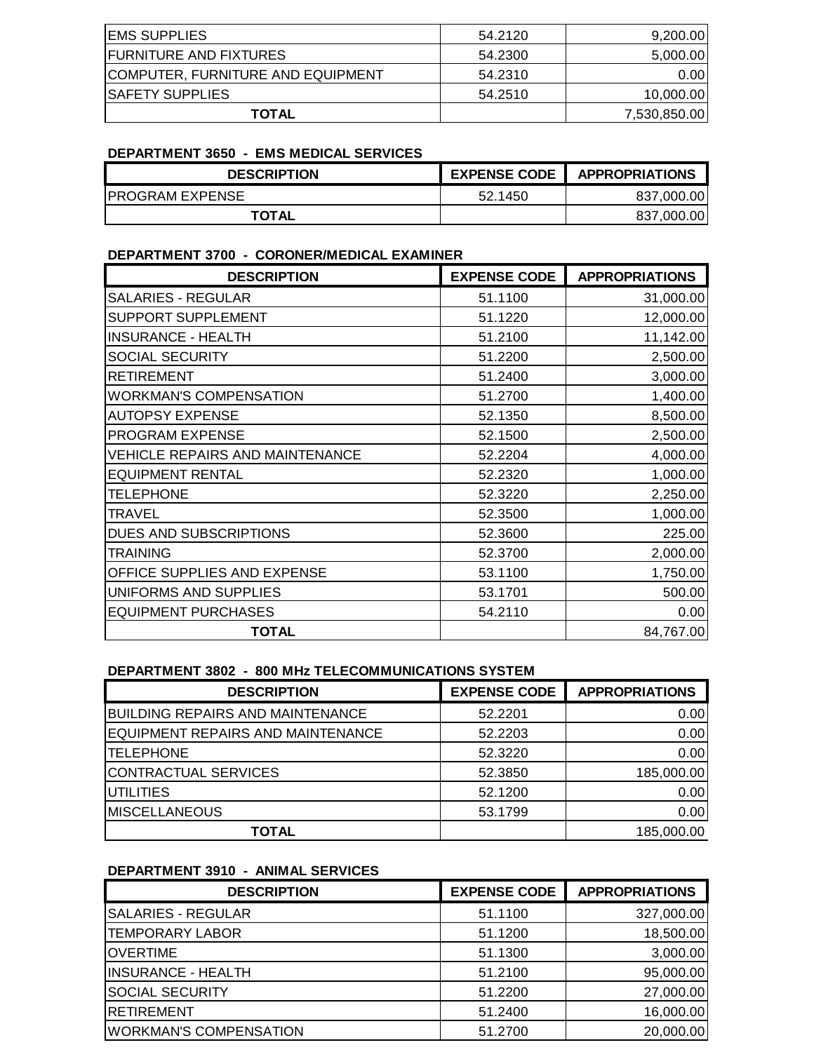| | | |
|---|---|---|
| EMS SUPPLIES | 54.2120 | 9,200.00 |
| FURNITURE AND FIXTURES | 54.2300 | 5,000.00 |
| COMPUTER, FURNITURE AND EQUIPMENT | 54.2310 | 0.00 |
| SAFETY SUPPLIES | 54.2510 | 10,000.00 |
| **TOTAL** | | 7,530,850.00 |

**DEPARTMENT 3650 - EMS MEDICAL SERVICES**

| DESCRIPTION | EXPENSE CODE | APPROPRIATIONS |
|---|---|---|
| PROGRAM EXPENSE | 52.1450 | 837,000.00 |
| **TOTAL** | | 837,000.00 |

**DEPARTMENT 3700 - CORONER/MEDICAL EXAMINER**

| DESCRIPTION | EXPENSE CODE | APPROPRIATIONS |
|---|---|---|
| SALARIES - REGULAR | 51.1100 | 31,000.00 |
| SUPPORT SUPPLEMENT | 51.1220 | 12,000.00 |
| INSURANCE - HEALTH | 51.2100 | 11,142.00 |
| SOCIAL SECURITY | 51.2200 | 2,500.00 |
| RETIREMENT | 51.2400 | 3,000.00 |
| WORKMAN'S COMPENSATION | 51.2700 | 1,400.00 |
| AUTOPSY EXPENSE | 52.1350 | 8,500.00 |
| PROGRAM EXPENSE | 52.1500 | 2,500.00 |
| VEHICLE REPAIRS AND MAINTENANCE | 52.2204 | 4,000.00 |
| EQUIPMENT RENTAL | 52.2320 | 1,000.00 |
| TELEPHONE | 52.3220 | 2,250.00 |
| TRAVEL | 52.3500 | 1,000.00 |
| DUES AND SUBSCRIPTIONS | 52.3600 | 225.00 |
| TRAINING | 52.3700 | 2,000.00 |
| OFFICE SUPPLIES AND EXPENSE | 53.1100 | 1,750.00 |
| UNIFORMS AND SUPPLIES | 53.1701 | 500.00 |
| EQUIPMENT PURCHASES | 54.2110 | 0.00 |
| **TOTAL** | | 84,767.00 |

**DEPARTMENT 3802 - 800 MHz TELECOMMUNICATIONS SYSTEM**

| DESCRIPTION | EXPENSE CODE | APPROPRIATIONS |
|---|---|---|
| BUILDING REPAIRS AND MAINTENANCE | 52.2201 | 0.00 |
| EQUIPMENT REPAIRS AND MAINTENANCE | 52.2203 | 0.00 |
| TELEPHONE | 52.3220 | 0.00 |
| CONTRACTUAL SERVICES | 52.3850 | 185,000.00 |
| UTILITIES | 52.1200 | 0.00 |
| MISCELLANEOUS | 53.1799 | 0.00 |
| **TOTAL** | | 185,000.00 |

**DEPARTMENT 3910 - ANIMAL SERVICES**

| DESCRIPTION | EXPENSE CODE | APPROPRIATIONS |
|---|---|---|
| SALARIES - REGULAR | 51.1100 | 327,000.00 |
| TEMPORARY LABOR | 51.1200 | 18,500.00 |
| OVERTIME | 51.1300 | 3,000.00 |
| INSURANCE - HEALTH | 51.2100 | 95,000.00 |
| SOCIAL SECURITY | 51.2200 | 27,000.00 |
| RETIREMENT | 51.2400 | 16,000.00 |
| WORKMAN'S COMPENSATION | 51.2700 | 20,000.00 |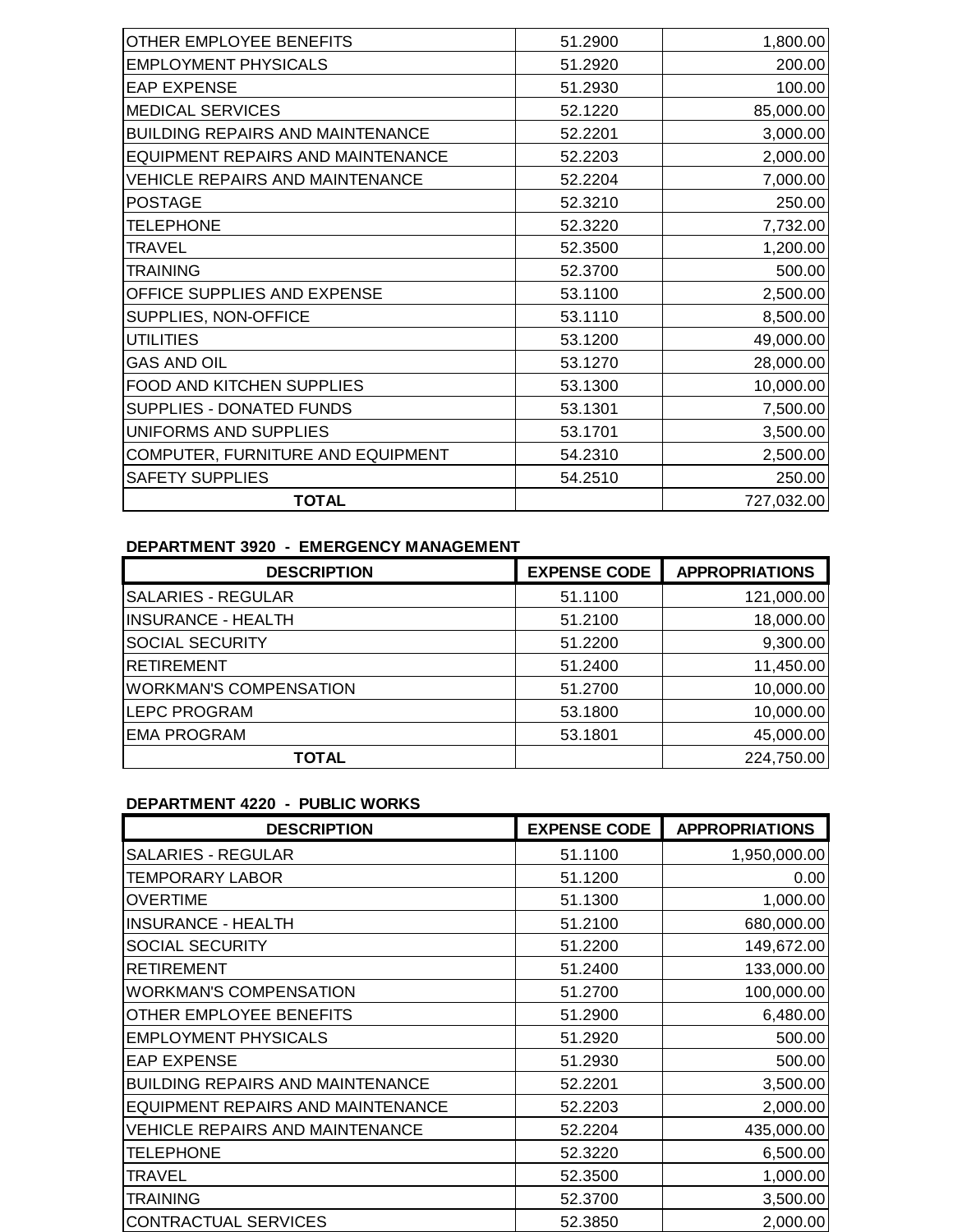| | | |
|---|---|---|
| OTHER EMPLOYEE BENEFITS | 51.2900 | 1,800.00 |
| EMPLOYMENT PHYSICALS | 51.2920 | 200.00 |
| EAP EXPENSE | 51.2930 | 100.00 |
| MEDICAL SERVICES | 52.1220 | 85,000.00 |
| BUILDING REPAIRS AND MAINTENANCE | 52.2201 | 3,000.00 |
| EQUIPMENT REPAIRS AND MAINTENANCE | 52.2203 | 2,000.00 |
| VEHICLE REPAIRS AND MAINTENANCE | 52.2204 | 7,000.00 |
| POSTAGE | 52.3210 | 250.00 |
| TELEPHONE | 52.3220 | 7,732.00 |
| TRAVEL | 52.3500 | 1,200.00 |
| TRAINING | 52.3700 | 500.00 |
| OFFICE SUPPLIES AND EXPENSE | 53.1100 | 2,500.00 |
| SUPPLIES, NON-OFFICE | 53.1110 | 8,500.00 |
| UTILITIES | 53.1200 | 49,000.00 |
| GAS AND OIL | 53.1270 | 28,000.00 |
| FOOD AND KITCHEN SUPPLIES | 53.1300 | 10,000.00 |
| SUPPLIES - DONATED FUNDS | 53.1301 | 7,500.00 |
| UNIFORMS AND SUPPLIES | 53.1701 | 3,500.00 |
| COMPUTER, FURNITURE AND EQUIPMENT | 54.2310 | 2,500.00 |
| SAFETY SUPPLIES | 54.2510 | 250.00 |
| **TOTAL** | | 727,032.00 |

**DEPARTMENT 3920 - EMERGENCY MANAGEMENT**

| DESCRIPTION | EXPENSE CODE | APPROPRIATIONS |
|---|---|---|
| SALARIES - REGULAR | 51.1100 | 121,000.00 |
| INSURANCE - HEALTH | 51.2100 | 18,000.00 |
| SOCIAL SECURITY | 51.2200 | 9,300.00 |
| RETIREMENT | 51.2400 | 11,450.00 |
| WORKMAN'S COMPENSATION | 51.2700 | 10,000.00 |
| LEPC PROGRAM | 53.1800 | 10,000.00 |
| EMA PROGRAM | 53.1801 | 45,000.00 |
| **TOTAL** | | 224,750.00 |

**DEPARTMENT 4220 - PUBLIC WORKS**

| DESCRIPTION | EXPENSE CODE | APPROPRIATIONS |
|---|---|---|
| SALARIES - REGULAR | 51.1100 | 1,950,000.00 |
| TEMPORARY LABOR | 51.1200 | 0.00 |
| OVERTIME | 51.1300 | 1,000.00 |
| INSURANCE - HEALTH | 51.2100 | 680,000.00 |
| SOCIAL SECURITY | 51.2200 | 149,672.00 |
| RETIREMENT | 51.2400 | 133,000.00 |
| WORKMAN'S COMPENSATION | 51.2700 | 100,000.00 |
| OTHER EMPLOYEE BENEFITS | 51.2900 | 6,480.00 |
| EMPLOYMENT PHYSICALS | 51.2920 | 500.00 |
| EAP EXPENSE | 51.2930 | 500.00 |
| BUILDING REPAIRS AND MAINTENANCE | 52.2201 | 3,500.00 |
| EQUIPMENT REPAIRS AND MAINTENANCE | 52.2203 | 2,000.00 |
| VEHICLE REPAIRS AND MAINTENANCE | 52.2204 | 435,000.00 |
| TELEPHONE | 52.3220 | 6,500.00 |
| TRAVEL | 52.3500 | 1,000.00 |
| TRAINING | 52.3700 | 3,500.00 |
| CONTRACTUAL SERVICES | 52.3850 | 2,000.00 |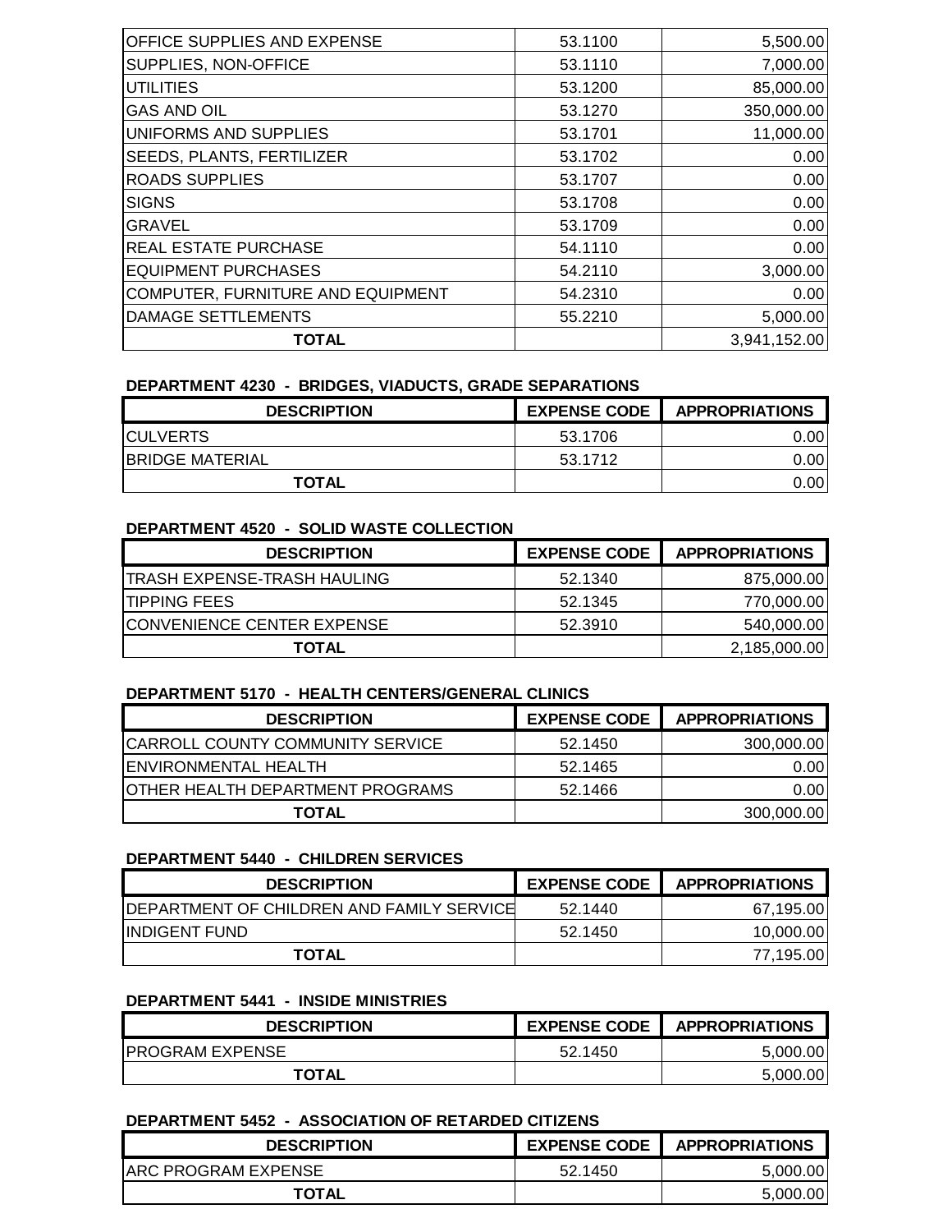| | | |
|---|---|---|
| OFFICE SUPPLIES AND EXPENSE | 53.1100 | 5,500.00 |
| SUPPLIES, NON-OFFICE | 53.1110 | 7,000.00 |
| UTILITIES | 53.1200 | 85,000.00 |
| GAS AND OIL | 53.1270 | 350,000.00 |
| UNIFORMS AND SUPPLIES | 53.1701 | 11,000.00 |
| SEEDS, PLANTS, FERTILIZER | 53.1702 | 0.00 |
| ROADS SUPPLIES | 53.1707 | 0.00 |
| SIGNS | 53.1708 | 0.00 |
| GRAVEL | 53.1709 | 0.00 |
| REAL ESTATE PURCHASE | 54.1110 | 0.00 |
| EQUIPMENT PURCHASES | 54.2110 | 3,000.00 |
| COMPUTER, FURNITURE AND EQUIPMENT | 54.2310 | 0.00 |
| DAMAGE SETTLEMENTS | 55.2210 | 5,000.00 |
| **TOTAL** | | 3,941,152.00 |

**DEPARTMENT 4230 - BRIDGES, VIADUCTS, GRADE SEPARATIONS**

| DESCRIPTION | EXPENSE CODE | APPROPRIATIONS |
|---|---|---|
| CULVERTS | 53.1706 | 0.00 |
| BRIDGE MATERIAL | 53.1712 | 0.00 |
| **TOTAL** | | 0.00 |

**DEPARTMENT 4520 - SOLID WASTE COLLECTION**

| DESCRIPTION | EXPENSE CODE | APPROPRIATIONS |
|---|---|---|
| TRASH EXPENSE-TRASH HAULING | 52.1340 | 875,000.00 |
| TIPPING FEES | 52.1345 | 770,000.00 |
| CONVENIENCE CENTER EXPENSE | 52.3910 | 540,000.00 |
| **TOTAL** | | 2,185,000.00 |

**DEPARTMENT 5170 - HEALTH CENTERS/GENERAL CLINICS**

| DESCRIPTION | EXPENSE CODE | APPROPRIATIONS |
|---|---|---|
| CARROLL COUNTY COMMUNITY SERVICE | 52.1450 | 300,000.00 |
| ENVIRONMENTAL HEALTH | 52.1465 | 0.00 |
| OTHER HEALTH DEPARTMENT PROGRAMS | 52.1466 | 0.00 |
| **TOTAL** | | 300,000.00 |

**DEPARTMENT 5440 - CHILDREN SERVICES**

| DESCRIPTION | EXPENSE CODE | APPROPRIATIONS |
|---|---|---|
| DEPARTMENT OF CHILDREN AND FAMILY SERVICE | 52.1440 | 67,195.00 |
| INDIGENT FUND | 52.1450 | 10,000.00 |
| **TOTAL** | | 77,195.00 |

**DEPARTMENT 5441 - INSIDE MINISTRIES**

| DESCRIPTION | EXPENSE CODE | APPROPRIATIONS |
|---|---|---|
| PROGRAM EXPENSE | 52.1450 | 5,000.00 |
| **TOTAL** | | 5,000.00 |

**DEPARTMENT 5452 - ASSOCIATION OF RETARDED CITIZENS**

| DESCRIPTION | EXPENSE CODE | APPROPRIATIONS |
|---|---|---|
| ARC PROGRAM EXPENSE | 52.1450 | 5,000.00 |
| **TOTAL** | | 5,000.00 |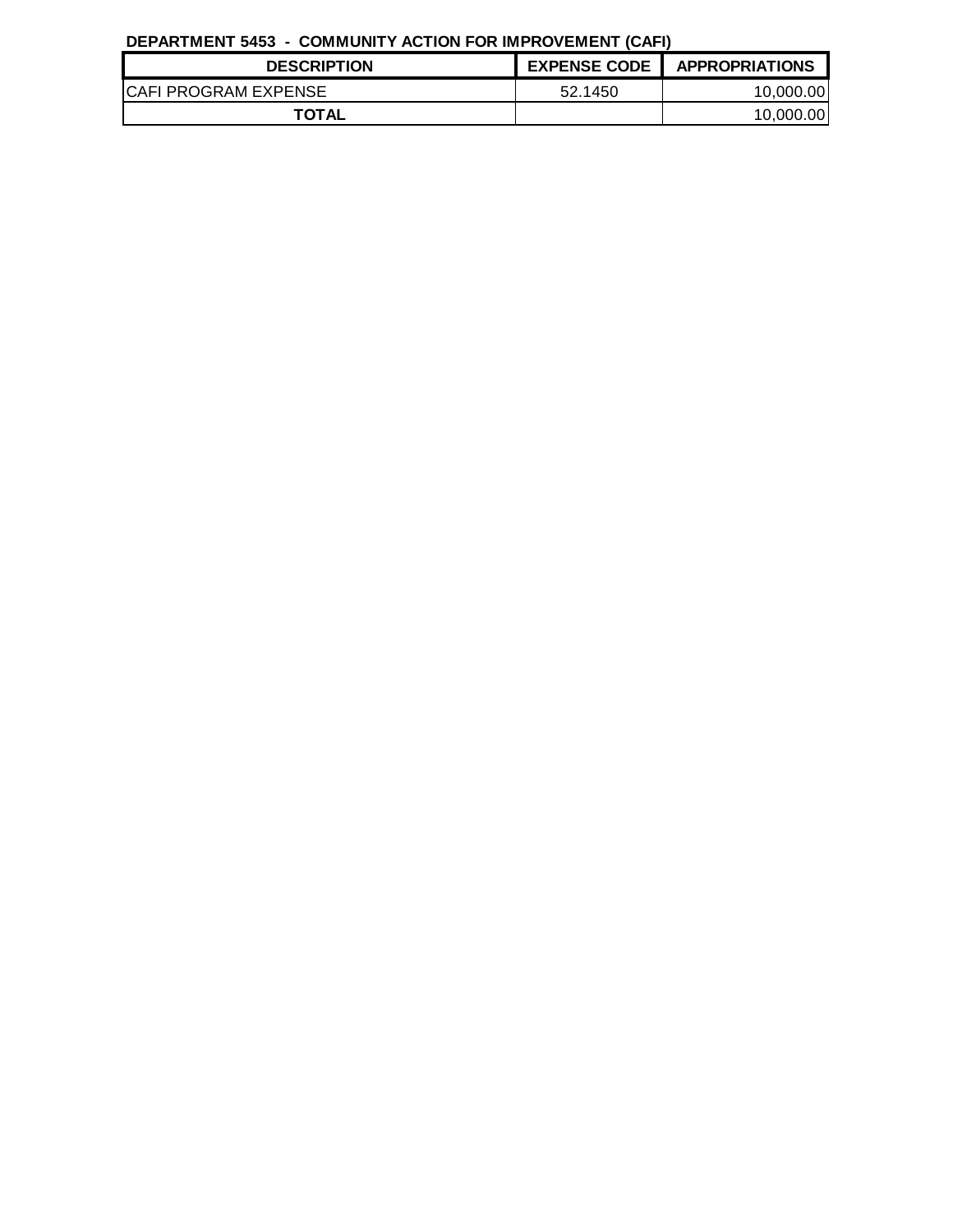**DEPARTMENT 5453 - COMMUNITY ACTION FOR IMPROVEMENT (CAFI)**

| DESCRIPTION | EXPENSE CODE | APPROPRIATIONS |
|---|---|---|
| CAFI PROGRAM EXPENSE | 52.1450 | 10,000.00 |
| **TOTAL** | | 10,000.00 |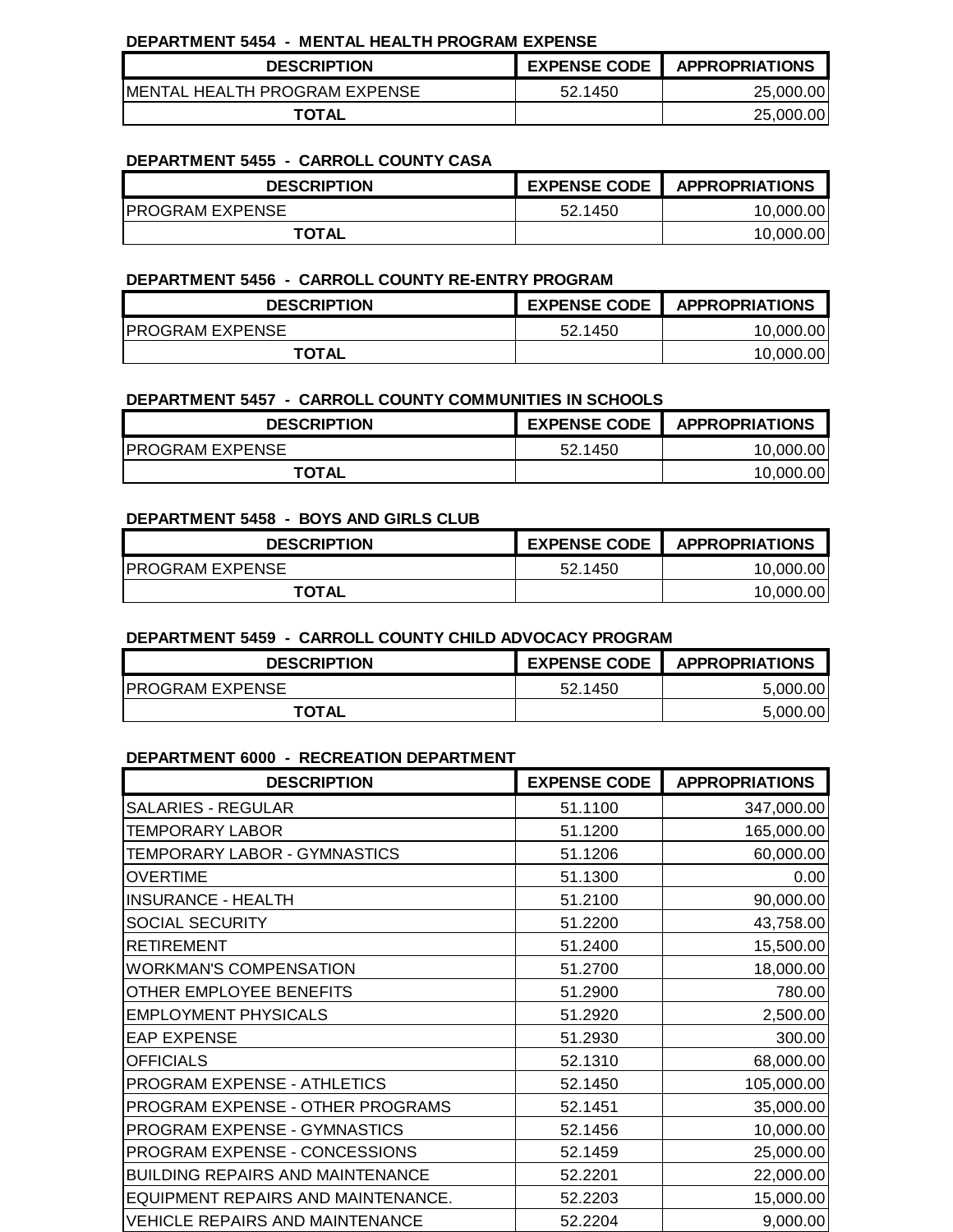**DEPARTMENT 5454 - MENTAL HEALTH PROGRAM EXPENSE**

| DESCRIPTION | EXPENSE CODE | APPROPRIATIONS |
|---|---|---|
| MENTAL HEALTH PROGRAM EXPENSE | 52.1450 | 25,000.00 |
| TOTAL | | 25,000.00 |

**DEPARTMENT 5455 - CARROLL COUNTY CASA**

| DESCRIPTION | EXPENSE CODE | APPROPRIATIONS |
|---|---|---|
| PROGRAM EXPENSE | 52.1450 | 10,000.00 |
| TOTAL | | 10,000.00 |

**DEPARTMENT 5456 - CARROLL COUNTY RE-ENTRY PROGRAM**

| DESCRIPTION | EXPENSE CODE | APPROPRIATIONS |
|---|---|---|
| PROGRAM EXPENSE | 52.1450 | 10,000.00 |
| TOTAL | | 10,000.00 |

**DEPARTMENT 5457 - CARROLL COUNTY COMMUNITIES IN SCHOOLS**

| DESCRIPTION | EXPENSE CODE | APPROPRIATIONS |
|---|---|---|
| PROGRAM EXPENSE | 52.1450 | 10,000.00 |
| TOTAL | | 10,000.00 |

**DEPARTMENT 5458 - BOYS AND GIRLS CLUB**

| DESCRIPTION | EXPENSE CODE | APPROPRIATIONS |
|---|---|---|
| PROGRAM EXPENSE | 52.1450 | 10,000.00 |
| TOTAL | | 10,000.00 |

**DEPARTMENT 5459 - CARROLL COUNTY CHILD ADVOCACY PROGRAM**

| DESCRIPTION | EXPENSE CODE | APPROPRIATIONS |
|---|---|---|
| PROGRAM EXPENSE | 52.1450 | 5,000.00 |
| TOTAL | | 5,000.00 |

**DEPARTMENT 6000 - RECREATION DEPARTMENT**

| DESCRIPTION | EXPENSE CODE | APPROPRIATIONS |
|---|---|---|
| SALARIES - REGULAR | 51.1100 | 347,000.00 |
| TEMPORARY LABOR | 51.1200 | 165,000.00 |
| TEMPORARY LABOR - GYMNASTICS | 51.1206 | 60,000.00 |
| OVERTIME | 51.1300 | 0.00 |
| INSURANCE - HEALTH | 51.2100 | 90,000.00 |
| SOCIAL SECURITY | 51.2200 | 43,758.00 |
| RETIREMENT | 51.2400 | 15,500.00 |
| WORKMAN'S COMPENSATION | 51.2700 | 18,000.00 |
| OTHER EMPLOYEE BENEFITS | 51.2900 | 780.00 |
| EMPLOYMENT PHYSICALS | 51.2920 | 2,500.00 |
| EAP EXPENSE | 51.2930 | 300.00 |
| OFFICIALS | 52.1310 | 68,000.00 |
| PROGRAM EXPENSE - ATHLETICS | 52.1450 | 105,000.00 |
| PROGRAM EXPENSE - OTHER PROGRAMS | 52.1451 | 35,000.00 |
| PROGRAM EXPENSE - GYMNASTICS | 52.1456 | 10,000.00 |
| PROGRAM EXPENSE - CONCESSIONS | 52.1459 | 25,000.00 |
| BUILDING REPAIRS AND MAINTENANCE | 52.2201 | 22,000.00 |
| EQUIPMENT REPAIRS AND MAINTENANCE. | 52.2203 | 15,000.00 |
| VEHICLE REPAIRS AND MAINTENANCE | 52.2204 | 9,000.00 |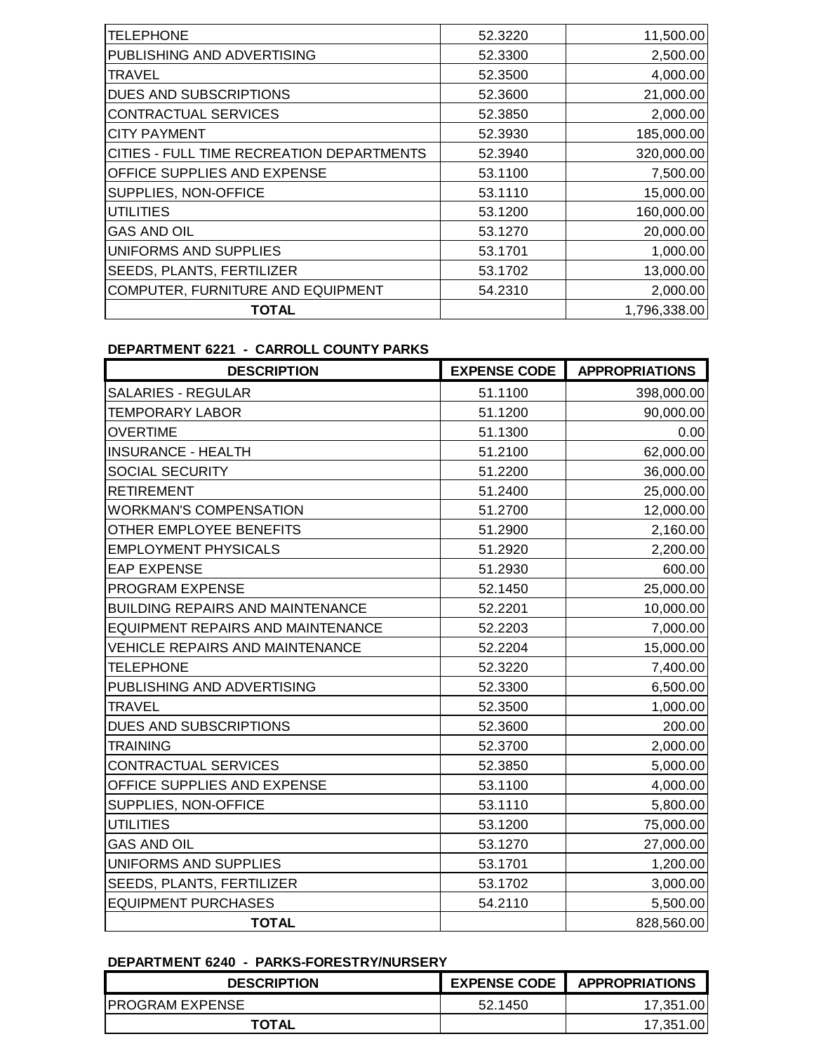| | | |
|---|---|---|
| TELEPHONE | 52.3220 | 11,500.00 |
| PUBLISHING AND ADVERTISING | 52.3300 | 2,500.00 |
| TRAVEL | 52.3500 | 4,000.00 |
| DUES AND SUBSCRIPTIONS | 52.3600 | 21,000.00 |
| CONTRACTUAL SERVICES | 52.3850 | 2,000.00 |
| CITY PAYMENT | 52.3930 | 185,000.00 |
| CITIES - FULL TIME RECREATION DEPARTMENTS | 52.3940 | 320,000.00 |
| OFFICE SUPPLIES AND EXPENSE | 53.1100 | 7,500.00 |
| SUPPLIES, NON-OFFICE | 53.1110 | 15,000.00 |
| UTILITIES | 53.1200 | 160,000.00 |
| GAS AND OIL | 53.1270 | 20,000.00 |
| UNIFORMS AND SUPPLIES | 53.1701 | 1,000.00 |
| SEEDS, PLANTS, FERTILIZER | 53.1702 | 13,000.00 |
| COMPUTER, FURNITURE AND EQUIPMENT | 54.2310 | 2,000.00 |
| **TOTAL** | | 1,796,338.00 |

**DEPARTMENT 6221 - CARROLL COUNTY PARKS**

| DESCRIPTION | EXPENSE CODE | APPROPRIATIONS |
|---|---|---|
| SALARIES - REGULAR | 51.1100 | 398,000.00 |
| TEMPORARY LABOR | 51.1200 | 90,000.00 |
| OVERTIME | 51.1300 | 0.00 |
| INSURANCE - HEALTH | 51.2100 | 62,000.00 |
| SOCIAL SECURITY | 51.2200 | 36,000.00 |
| RETIREMENT | 51.2400 | 25,000.00 |
| WORKMAN'S COMPENSATION | 51.2700 | 12,000.00 |
| OTHER EMPLOYEE BENEFITS | 51.2900 | 2,160.00 |
| EMPLOYMENT PHYSICALS | 51.2920 | 2,200.00 |
| EAP EXPENSE | 51.2930 | 600.00 |
| PROGRAM EXPENSE | 52.1450 | 25,000.00 |
| BUILDING REPAIRS AND MAINTENANCE | 52.2201 | 10,000.00 |
| EQUIPMENT REPAIRS AND MAINTENANCE | 52.2203 | 7,000.00 |
| VEHICLE REPAIRS AND MAINTENANCE | 52.2204 | 15,000.00 |
| TELEPHONE | 52.3220 | 7,400.00 |
| PUBLISHING AND ADVERTISING | 52.3300 | 6,500.00 |
| TRAVEL | 52.3500 | 1,000.00 |
| DUES AND SUBSCRIPTIONS | 52.3600 | 200.00 |
| TRAINING | 52.3700 | 2,000.00 |
| CONTRACTUAL SERVICES | 52.3850 | 5,000.00 |
| OFFICE SUPPLIES AND EXPENSE | 53.1100 | 4,000.00 |
| SUPPLIES, NON-OFFICE | 53.1110 | 5,800.00 |
| UTILITIES | 53.1200 | 75,000.00 |
| GAS AND OIL | 53.1270 | 27,000.00 |
| UNIFORMS AND SUPPLIES | 53.1701 | 1,200.00 |
| SEEDS, PLANTS, FERTILIZER | 53.1702 | 3,000.00 |
| EQUIPMENT PURCHASES | 54.2110 | 5,500.00 |
| **TOTAL** | | 828,560.00 |

**DEPARTMENT 6240 - PARKS-FORESTRY/NURSERY**

| DESCRIPTION | EXPENSE CODE | APPROPRIATIONS |
|---|---|---|
| PROGRAM EXPENSE | 52.1450 | 17,351.00 |
| **TOTAL** | | 17,351.00 |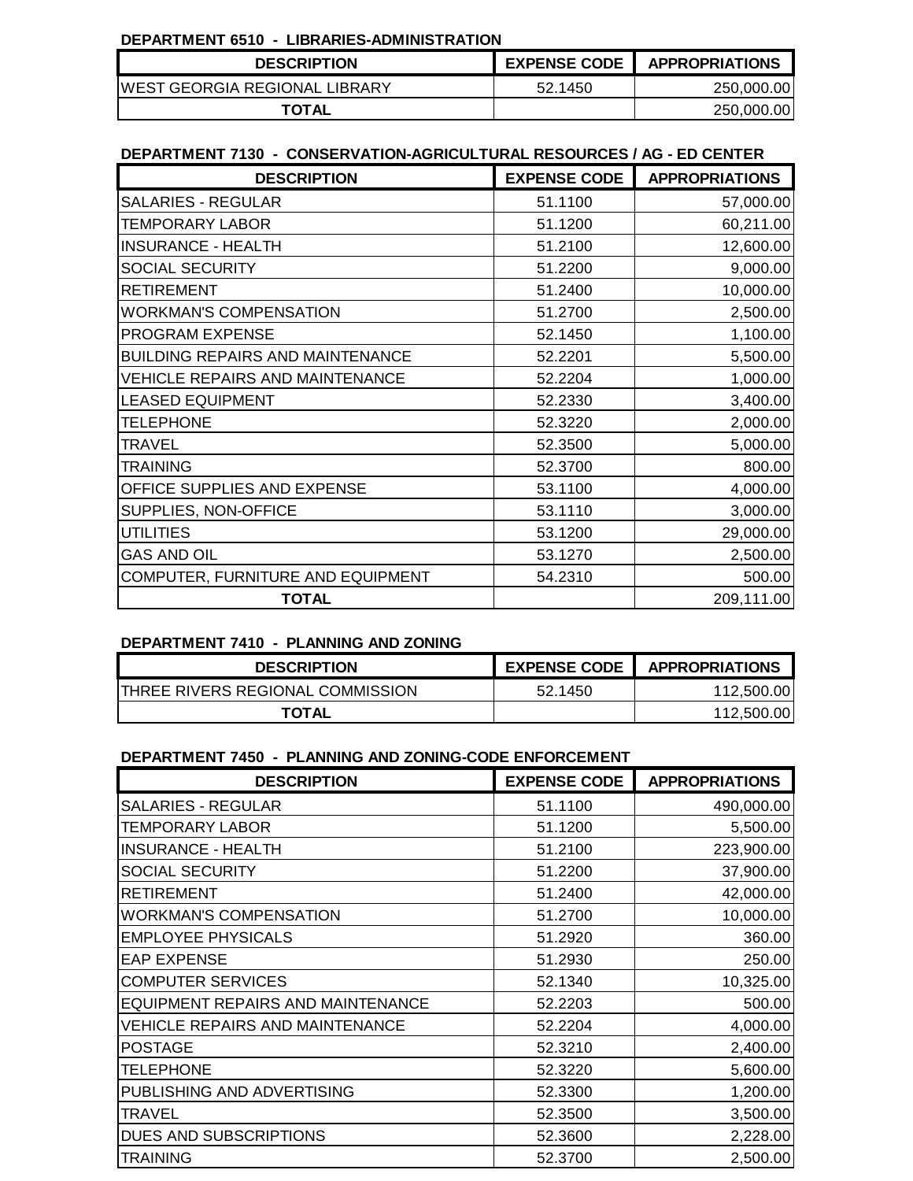**DEPARTMENT 6510 - LIBRARIES-ADMINISTRATION**

| DESCRIPTION | EXPENSE CODE | APPROPRIATIONS |
|---|---|---|
| WEST GEORGIA REGIONAL LIBRARY | 52.1450 | 250,000.00 |
| **TOTAL** | | 250,000.00 |

**DEPARTMENT 7130 - CONSERVATION-AGRICULTURAL RESOURCES / AG - ED CENTER**

| DESCRIPTION | EXPENSE CODE | APPROPRIATIONS |
|---|---|---|
| SALARIES - REGULAR | 51.1100 | 57,000.00 |
| TEMPORARY LABOR | 51.1200 | 60,211.00 |
| INSURANCE - HEALTH | 51.2100 | 12,600.00 |
| SOCIAL SECURITY | 51.2200 | 9,000.00 |
| RETIREMENT | 51.2400 | 10,000.00 |
| WORKMAN'S COMPENSATION | 51.2700 | 2,500.00 |
| PROGRAM EXPENSE | 52.1450 | 1,100.00 |
| BUILDING REPAIRS AND MAINTENANCE | 52.2201 | 5,500.00 |
| VEHICLE REPAIRS AND MAINTENANCE | 52.2204 | 1,000.00 |
| LEASED EQUIPMENT | 52.2330 | 3,400.00 |
| TELEPHONE | 52.3220 | 2,000.00 |
| TRAVEL | 52.3500 | 5,000.00 |
| TRAINING | 52.3700 | 800.00 |
| OFFICE SUPPLIES AND EXPENSE | 53.1100 | 4,000.00 |
| SUPPLIES, NON-OFFICE | 53.1110 | 3,000.00 |
| UTILITIES | 53.1200 | 29,000.00 |
| GAS AND OIL | 53.1270 | 2,500.00 |
| COMPUTER, FURNITURE AND EQUIPMENT | 54.2310 | 500.00 |
| **TOTAL** | | 209,111.00 |

**DEPARTMENT 7410 - PLANNING AND ZONING**

| DESCRIPTION | EXPENSE CODE | APPROPRIATIONS |
|---|---|---|
| THREE RIVERS REGIONAL COMMISSION | 52.1450 | 112,500.00 |
| **TOTAL** | | 112,500.00 |

**DEPARTMENT 7450 - PLANNING AND ZONING-CODE ENFORCEMENT**

| DESCRIPTION | EXPENSE CODE | APPROPRIATIONS |
|---|---|---|
| SALARIES - REGULAR | 51.1100 | 490,000.00 |
| TEMPORARY LABOR | 51.1200 | 5,500.00 |
| INSURANCE - HEALTH | 51.2100 | 223,900.00 |
| SOCIAL SECURITY | 51.2200 | 37,900.00 |
| RETIREMENT | 51.2400 | 42,000.00 |
| WORKMAN'S COMPENSATION | 51.2700 | 10,000.00 |
| EMPLOYEE PHYSICALS | 51.2920 | 360.00 |
| EAP EXPENSE | 51.2930 | 250.00 |
| COMPUTER SERVICES | 52.1340 | 10,325.00 |
| EQUIPMENT REPAIRS AND MAINTENANCE | 52.2203 | 500.00 |
| VEHICLE REPAIRS AND MAINTENANCE | 52.2204 | 4,000.00 |
| POSTAGE | 52.3210 | 2,400.00 |
| TELEPHONE | 52.3220 | 5,600.00 |
| PUBLISHING AND ADVERTISING | 52.3300 | 1,200.00 |
| TRAVEL | 52.3500 | 3,500.00 |
| DUES AND SUBSCRIPTIONS | 52.3600 | 2,228.00 |
| TRAINING | 52.3700 | 2,500.00 |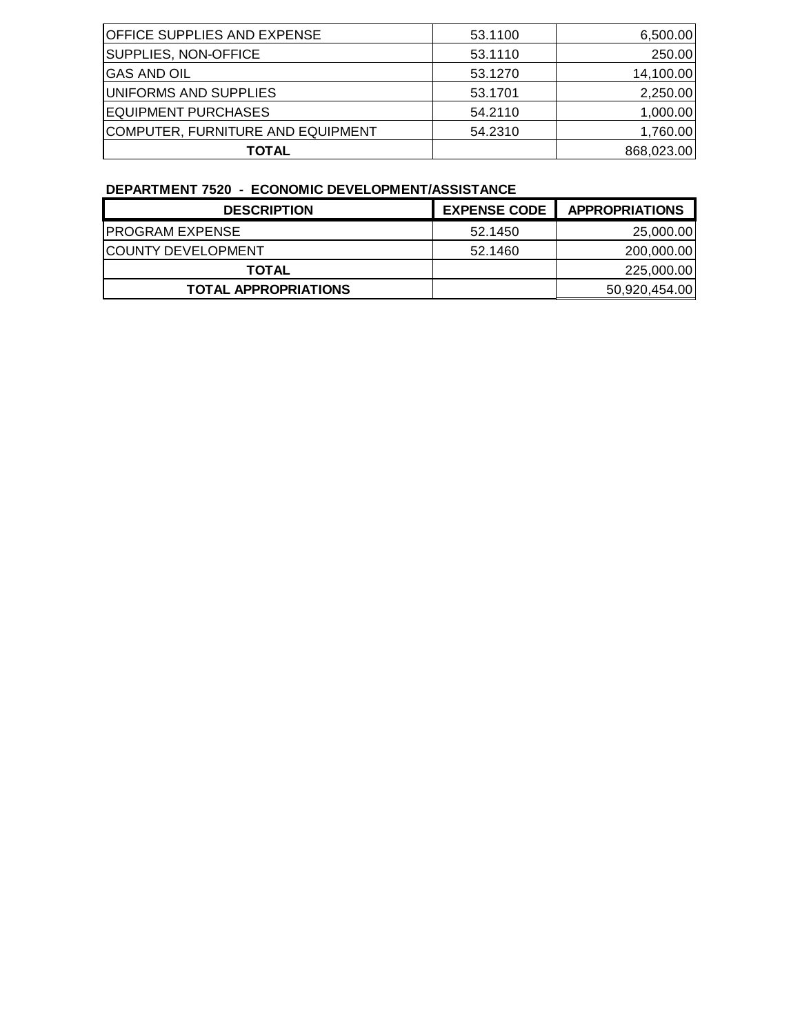| | | |
|---|---|---|
| OFFICE SUPPLIES AND EXPENSE | 53.1100 | 6,500.00 |
| SUPPLIES, NON-OFFICE | 53.1110 | 250.00 |
| GAS AND OIL | 53.1270 | 14,100.00 |
| UNIFORMS AND SUPPLIES | 53.1701 | 2,250.00 |
| EQUIPMENT PURCHASES | 54.2110 | 1,000.00 |
| COMPUTER, FURNITURE AND EQUIPMENT | 54.2310 | 1,760.00 |
| **TOTAL** | | 868,023.00 |

**DEPARTMENT 7520 - ECONOMIC DEVELOPMENT/ASSISTANCE**

| DESCRIPTION | EXPENSE CODE | APPROPRIATIONS |
|---|---|---|
| PROGRAM EXPENSE | 52.1450 | 25,000.00 |
| COUNTY DEVELOPMENT | 52.1460 | 200,000.00 |
| **TOTAL** | | 225,000.00 |
| **TOTAL APPROPRIATIONS** | | 50,920,454.00 |